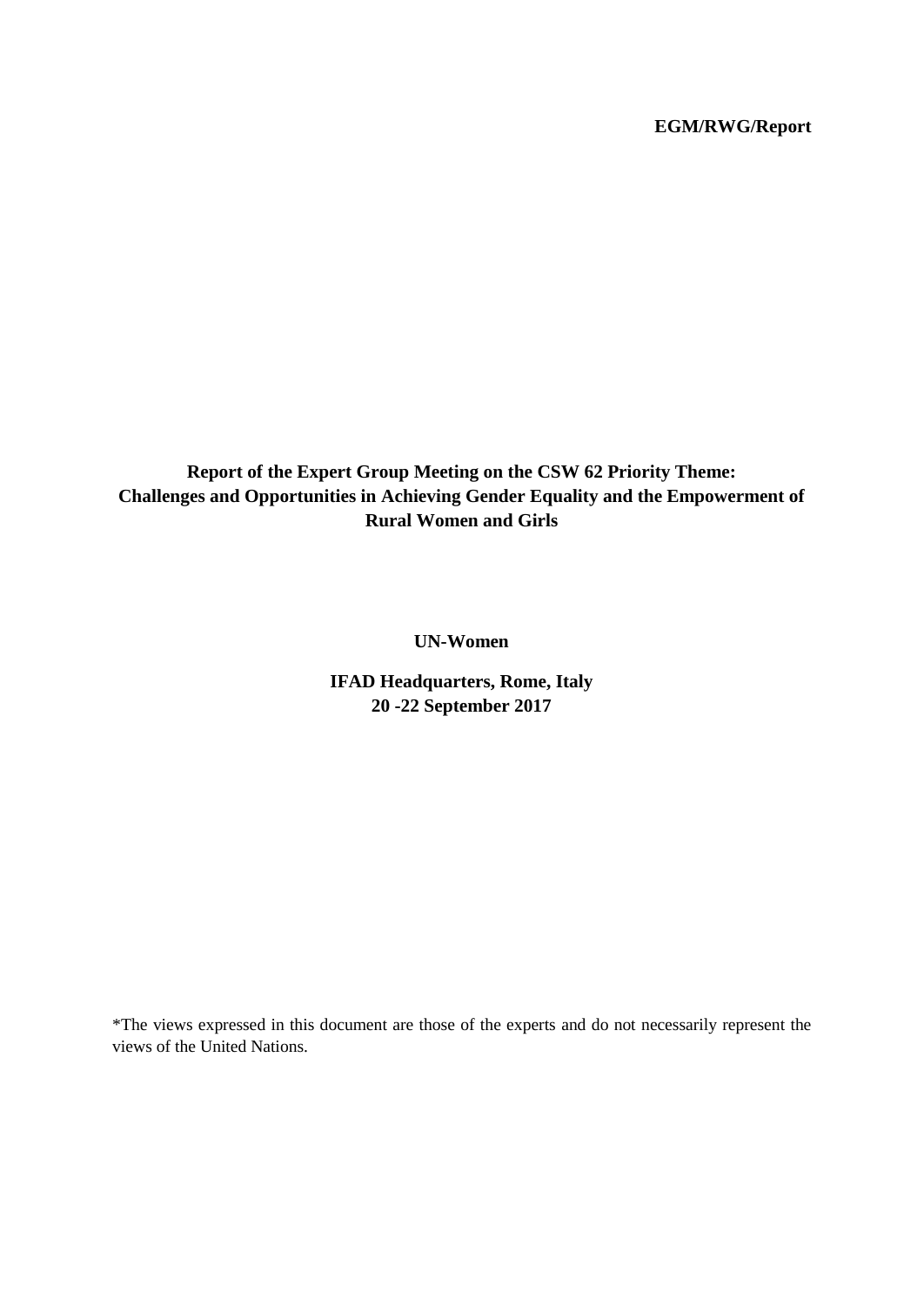**EGM/RWG/Report**

# Report of the Expert Group Meeting on the CSW 62 Priority Theme: Challenges and Opportunities in Achieving Gender Equality and the Empowerment of Rural Women and Girls

**UN-Women**

**IFAD Headquarters, Rome, Italy**
**20 -22 September 2017**

\*The views expressed in this document are those of the experts and do not necessarily represent the views of the United Nations.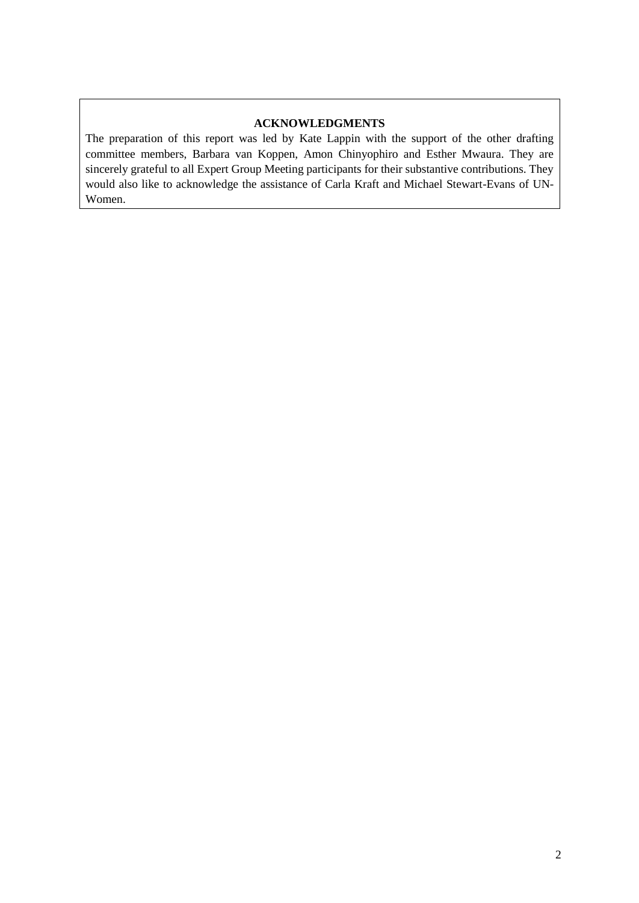**ACKNOWLEDGMENTS**

The preparation of this report was led by Kate Lappin with the support of the other drafting committee members, Barbara van Koppen, Amon Chinyophiro and Esther Mwaura. They are sincerely grateful to all Expert Group Meeting participants for their substantive contributions. They would also like to acknowledge the assistance of Carla Kraft and Michael Stewart-Evans of UN-Women.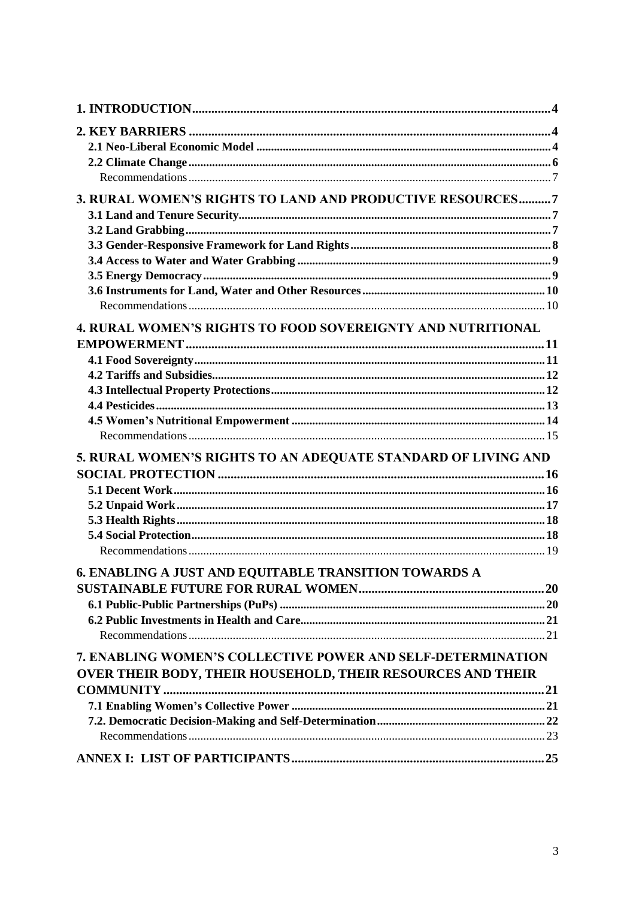1. INTRODUCTION ..... 4

2. KEY BARRIERS ..... 4
- 2.1 Neo-Liberal Economic Model ..... 4
- 2.2 Climate Change ..... 6
- Recommendations ..... 7

3. RURAL WOMEN'S RIGHTS TO LAND AND PRODUCTIVE RESOURCES ..... 7
- 3.1 Land and Tenure Security ..... 7
- 3.2 Land Grabbing ..... 7
- 3.3 Gender-Responsive Framework for Land Rights ..... 8
- 3.4 Access to Water and Water Grabbing ..... 9
- 3.5 Energy Democracy ..... 9
- 3.6 Instruments for Land, Water and Other Resources ..... 10
- Recommendations ..... 10

4. RURAL WOMEN'S RIGHTS TO FOOD SOVEREIGNTY AND NUTRITIONAL EMPOWERMENT ..... 11
- 4.1 Food Sovereignty ..... 11
- 4.2 Tariffs and Subsidies ..... 12
- 4.3 Intellectual Property Protections ..... 12
- 4.4 Pesticides ..... 13
- 4.5 Women's Nutritional Empowerment ..... 14
- Recommendations ..... 15

5. RURAL WOMEN'S RIGHTS TO AN ADEQUATE STANDARD OF LIVING AND SOCIAL PROTECTION ..... 16
- 5.1 Decent Work ..... 16
- 5.2 Unpaid Work ..... 17
- 5.3 Health Rights ..... 18
- 5.4 Social Protection ..... 18
- Recommendations ..... 19

6. ENABLING A JUST AND EQUITABLE TRANSITION TOWARDS A SUSTAINABLE FUTURE FOR RURAL WOMEN ..... 20
- 6.1 Public-Public Partnerships (PuPs) ..... 20
- 6.2 Public Investments in Health and Care ..... 21
- Recommendations ..... 21

7. ENABLING WOMEN'S COLLECTIVE POWER AND SELF-DETERMINATION OVER THEIR BODY, THEIR HOUSEHOLD, THEIR RESOURCES AND THEIR COMMUNITY ..... 21
- 7.1 Enabling Women's Collective Power ..... 21
- 7.2. Democratic Decision-Making and Self-Determination ..... 22
- Recommendations ..... 23

ANNEX I: LIST OF PARTICIPANTS ..... 25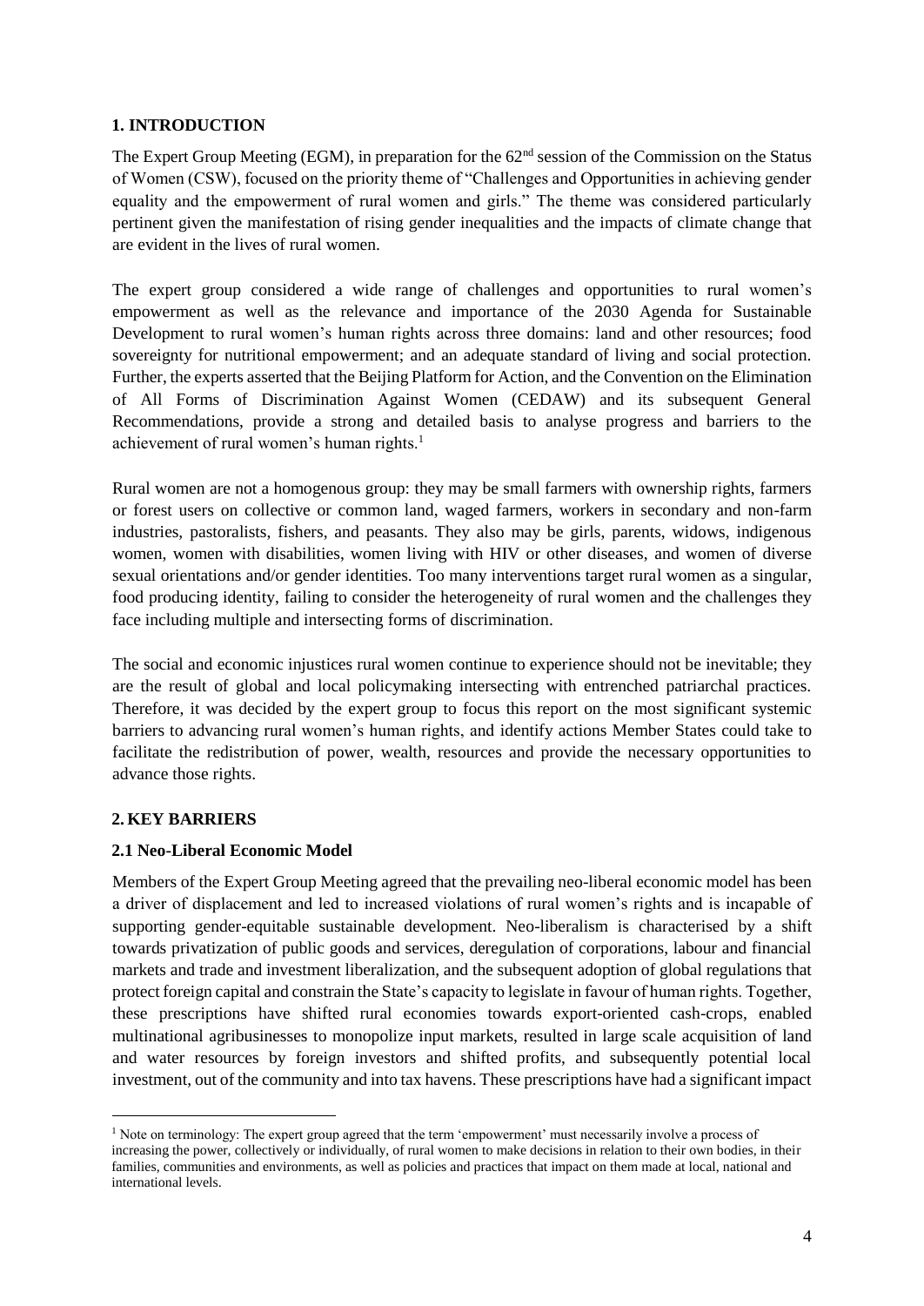## 1. INTRODUCTION

The Expert Group Meeting (EGM), in preparation for the 62nd session of the Commission on the Status of Women (CSW), focused on the priority theme of "Challenges and Opportunities in achieving gender equality and the empowerment of rural women and girls." The theme was considered particularly pertinent given the manifestation of rising gender inequalities and the impacts of climate change that are evident in the lives of rural women.

The expert group considered a wide range of challenges and opportunities to rural women's empowerment as well as the relevance and importance of the 2030 Agenda for Sustainable Development to rural women's human rights across three domains: land and other resources; food sovereignty for nutritional empowerment; and an adequate standard of living and social protection. Further, the experts asserted that the Beijing Platform for Action, and the Convention on the Elimination of All Forms of Discrimination Against Women (CEDAW) and its subsequent General Recommendations, provide a strong and detailed basis to analyse progress and barriers to the achievement of rural women's human rights.[1]

Rural women are not a homogenous group: they may be small farmers with ownership rights, farmers or forest users on collective or common land, waged farmers, workers in secondary and non-farm industries, pastoralists, fishers, and peasants. They also may be girls, parents, widows, indigenous women, women with disabilities, women living with HIV or other diseases, and women of diverse sexual orientations and/or gender identities. Too many interventions target rural women as a singular, food producing identity, failing to consider the heterogeneity of rural women and the challenges they face including multiple and intersecting forms of discrimination.

The social and economic injustices rural women continue to experience should not be inevitable; they are the result of global and local policymaking intersecting with entrenched patriarchal practices. Therefore, it was decided by the expert group to focus this report on the most significant systemic barriers to advancing rural women's human rights, and identify actions Member States could take to facilitate the redistribution of power, wealth, resources and provide the necessary opportunities to advance those rights.

## 2. KEY BARRIERS

### 2.1 Neo-Liberal Economic Model

Members of the Expert Group Meeting agreed that the prevailing neo-liberal economic model has been a driver of displacement and led to increased violations of rural women's rights and is incapable of supporting gender-equitable sustainable development. Neo-liberalism is characterised by a shift towards privatization of public goods and services, deregulation of corporations, labour and financial markets and trade and investment liberalization, and the subsequent adoption of global regulations that protect foreign capital and constrain the State's capacity to legislate in favour of human rights. Together, these prescriptions have shifted rural economies towards export-oriented cash-crops, enabled multinational agribusinesses to monopolize input markets, resulted in large scale acquisition of land and water resources by foreign investors and shifted profits, and subsequently potential local investment, out of the community and into tax havens. These prescriptions have had a significant impact

---

[1] Note on terminology: The expert group agreed that the term 'empowerment' must necessarily involve a process of increasing the power, collectively or individually, of rural women to make decisions in relation to their own bodies, in their families, communities and environments, as well as policies and practices that impact on them made at local, national and international levels.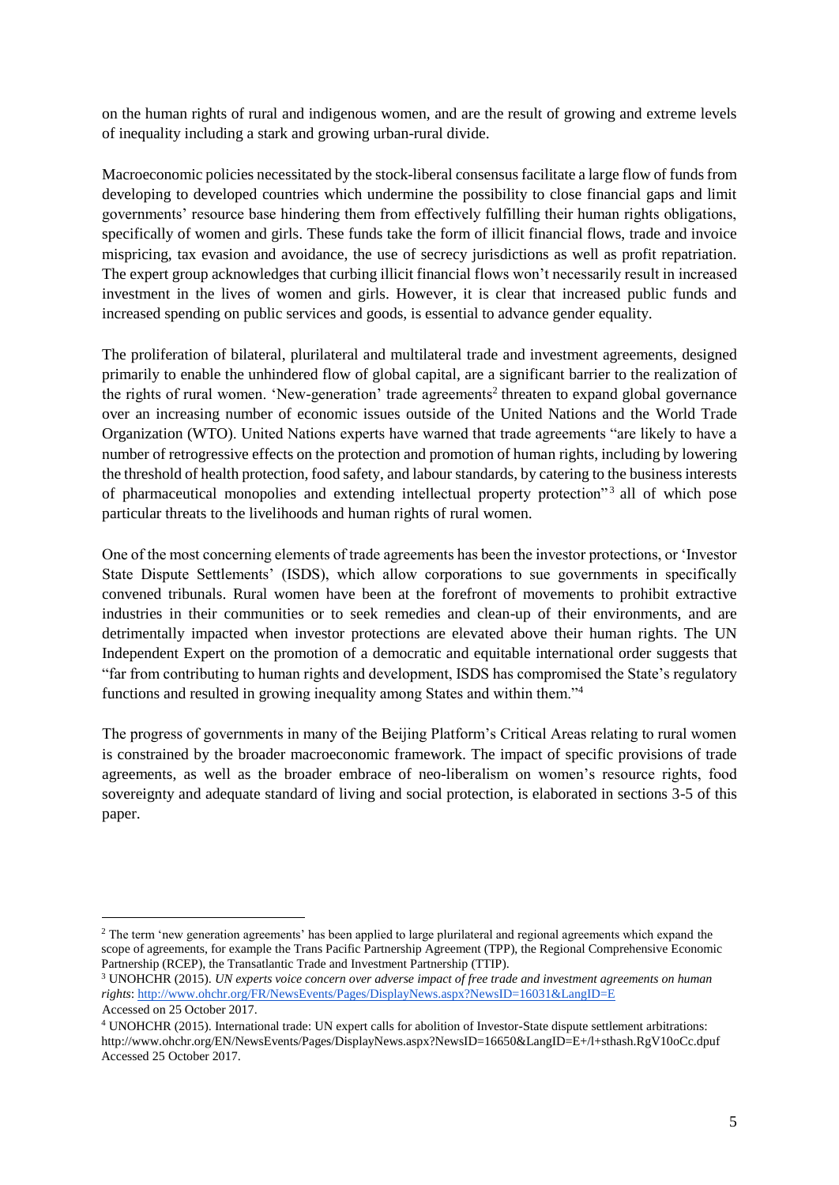on the human rights of rural and indigenous women, and are the result of growing and extreme levels of inequality including a stark and growing urban-rural divide.

Macroeconomic policies necessitated by the stock-liberal consensus facilitate a large flow of funds from developing to developed countries which undermine the possibility to close financial gaps and limit governments' resource base hindering them from effectively fulfilling their human rights obligations, specifically of women and girls. These funds take the form of illicit financial flows, trade and invoice mispricing, tax evasion and avoidance, the use of secrecy jurisdictions as well as profit repatriation. The expert group acknowledges that curbing illicit financial flows won't necessarily result in increased investment in the lives of women and girls. However, it is clear that increased public funds and increased spending on public services and goods, is essential to advance gender equality.

The proliferation of bilateral, plurilateral and multilateral trade and investment agreements, designed primarily to enable the unhindered flow of global capital, are a significant barrier to the realization of the rights of rural women. 'New-generation' trade agreements[2] threaten to expand global governance over an increasing number of economic issues outside of the United Nations and the World Trade Organization (WTO). United Nations experts have warned that trade agreements "are likely to have a number of retrogressive effects on the protection and promotion of human rights, including by lowering the threshold of health protection, food safety, and labour standards, by catering to the business interests of pharmaceutical monopolies and extending intellectual property protection"[3] all of which pose particular threats to the livelihoods and human rights of rural women.

One of the most concerning elements of trade agreements has been the investor protections, or 'Investor State Dispute Settlements' (ISDS), which allow corporations to sue governments in specifically convened tribunals. Rural women have been at the forefront of movements to prohibit extractive industries in their communities or to seek remedies and clean-up of their environments, and are detrimentally impacted when investor protections are elevated above their human rights. The UN Independent Expert on the promotion of a democratic and equitable international order suggests that "far from contributing to human rights and development, ISDS has compromised the State's regulatory functions and resulted in growing inequality among States and within them."[4]

The progress of governments in many of the Beijing Platform's Critical Areas relating to rural women is constrained by the broader macroeconomic framework. The impact of specific provisions of trade agreements, as well as the broader embrace of neo-liberalism on women's resource rights, food sovereignty and adequate standard of living and social protection, is elaborated in sections 3-5 of this paper.

---

[2] The term 'new generation agreements' has been applied to large plurilateral and regional agreements which expand the scope of agreements, for example the Trans Pacific Partnership Agreement (TPP), the Regional Comprehensive Economic Partnership (RCEP), the Transatlantic Trade and Investment Partnership (TTIP).

[3] UNOHCHR (2015). *UN experts voice concern over adverse impact of free trade and investment agreements on human rights*: http://www.ohchr.org/FR/NewsEvents/Pages/DisplayNews.aspx?NewsID=16031&LangID=E Accessed on 25 October 2017.

[4] UNOHCHR (2015). International trade: UN expert calls for abolition of Investor-State dispute settlement arbitrations: http://www.ohchr.org/EN/NewsEvents/Pages/DisplayNews.aspx?NewsID=16650&LangID=E+/l+sthash.RgV10oCc.dpuf Accessed 25 October 2017.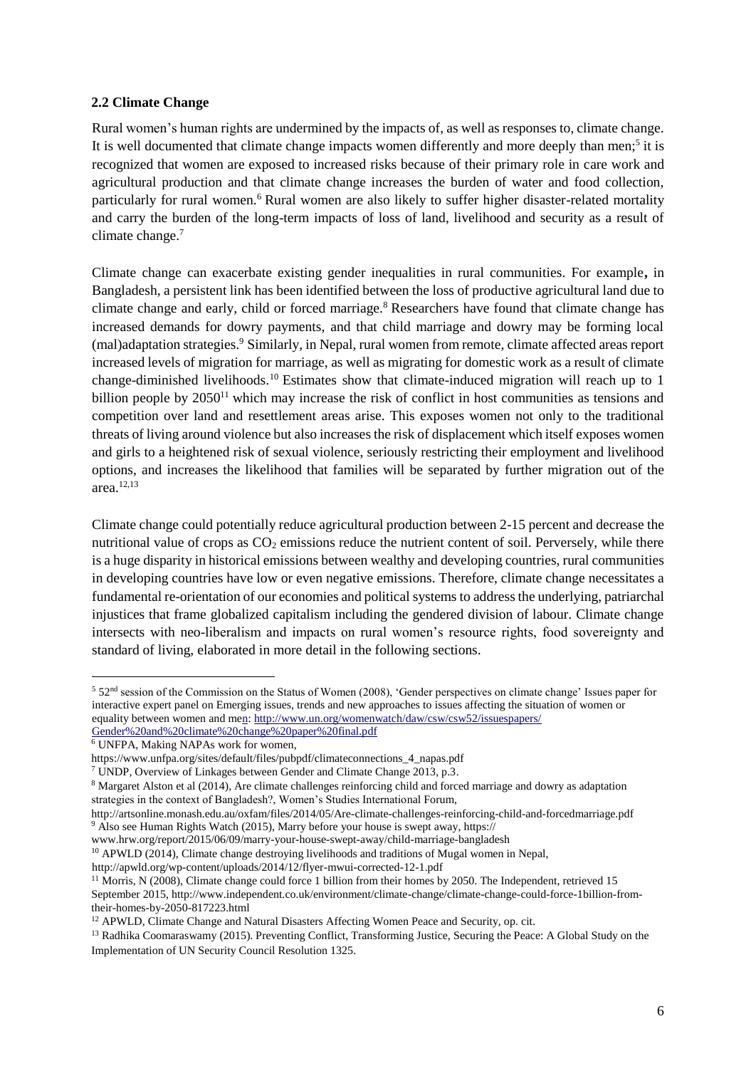### 2.2 Climate Change

Rural women's human rights are undermined by the impacts of, as well as responses to, climate change. It is well documented that climate change impacts women differently and more deeply than men;[5] it is recognized that women are exposed to increased risks because of their primary role in care work and agricultural production and that climate change increases the burden of water and food collection, particularly for rural women.[6] Rural women are also likely to suffer higher disaster-related mortality and carry the burden of the long-term impacts of loss of land, livelihood and security as a result of climate change.[7]

Climate change can exacerbate existing gender inequalities in rural communities. For example**,** in Bangladesh, a persistent link has been identified between the loss of productive agricultural land due to climate change and early, child or forced marriage.[8] Researchers have found that climate change has increased demands for dowry payments, and that child marriage and dowry may be forming local (mal)adaptation strategies.[9] Similarly, in Nepal, rural women from remote, climate affected areas report increased levels of migration for marriage, as well as migrating for domestic work as a result of climate change-diminished livelihoods.[10] Estimates show that climate-induced migration will reach up to 1 billion people by 2050[11] which may increase the risk of conflict in host communities as tensions and competition over land and resettlement areas arise. This exposes women not only to the traditional threats of living around violence but also increases the risk of displacement which itself exposes women and girls to a heightened risk of sexual violence, seriously restricting their employment and livelihood options, and increases the likelihood that families will be separated by further migration out of the area.[12,13]

Climate change could potentially reduce agricultural production between 2-15 percent and decrease the nutritional value of crops as $CO_2$ emissions reduce the nutrient content of soil. Perversely, while there is a huge disparity in historical emissions between wealthy and developing countries, rural communities in developing countries have low or even negative emissions. Therefore, climate change necessitates a fundamental re-orientation of our economies and political systems to address the underlying, patriarchal injustices that frame globalized capitalism including the gendered division of labour. Climate change intersects with neo-liberalism and impacts on rural women's resource rights, food sovereignty and standard of living, elaborated in more detail in the following sections.

---

[5] 52nd session of the Commission on the Status of Women (2008), 'Gender perspectives on climate change' Issues paper for interactive expert panel on Emerging issues, trends and new approaches to issues affecting the situation of women or equality between women and men: http://www.un.org/womenwatch/daw/csw/csw52/issuespapers/Gender%20and%20climate%20change%20paper%20final.pdf

[6] UNFPA, Making NAPAs work for women, https://www.unfpa.org/sites/default/files/pubpdf/climateconnections_4_napas.pdf

[7] UNDP, Overview of Linkages between Gender and Climate Change 2013, p.3.

[8] Margaret Alston et al (2014), Are climate challenges reinforcing child and forced marriage and dowry as adaptation strategies in the context of Bangladesh?, Women's Studies International Forum, http://artsonline.monash.edu.au/oxfam/files/2014/05/Are-climate-challenges-reinforcing-child-and-forcedmarriage.pdf

[9] Also see Human Rights Watch (2015), Marry before your house is swept away, https://www.hrw.org/report/2015/06/09/marry-your-house-swept-away/child-marriage-bangladesh

[10] APWLD (2014), Climate change destroying livelihoods and traditions of Mugal women in Nepal, http://apwld.org/wp-content/uploads/2014/12/flyer-mwui-corrected-12-1.pdf

[11] Morris, N (2008), Climate change could force 1 billion from their homes by 2050. The Independent, retrieved 15 September 2015, http://www.independent.co.uk/environment/climate-change/climate-change-could-force-1billion-from-their-homes-by-2050-817223.html

[12] APWLD, Climate Change and Natural Disasters Affecting Women Peace and Security, op. cit.

[13] Radhika Coomaraswamy (2015). Preventing Conflict, Transforming Justice, Securing the Peace: A Global Study on the Implementation of UN Security Council Resolution 1325.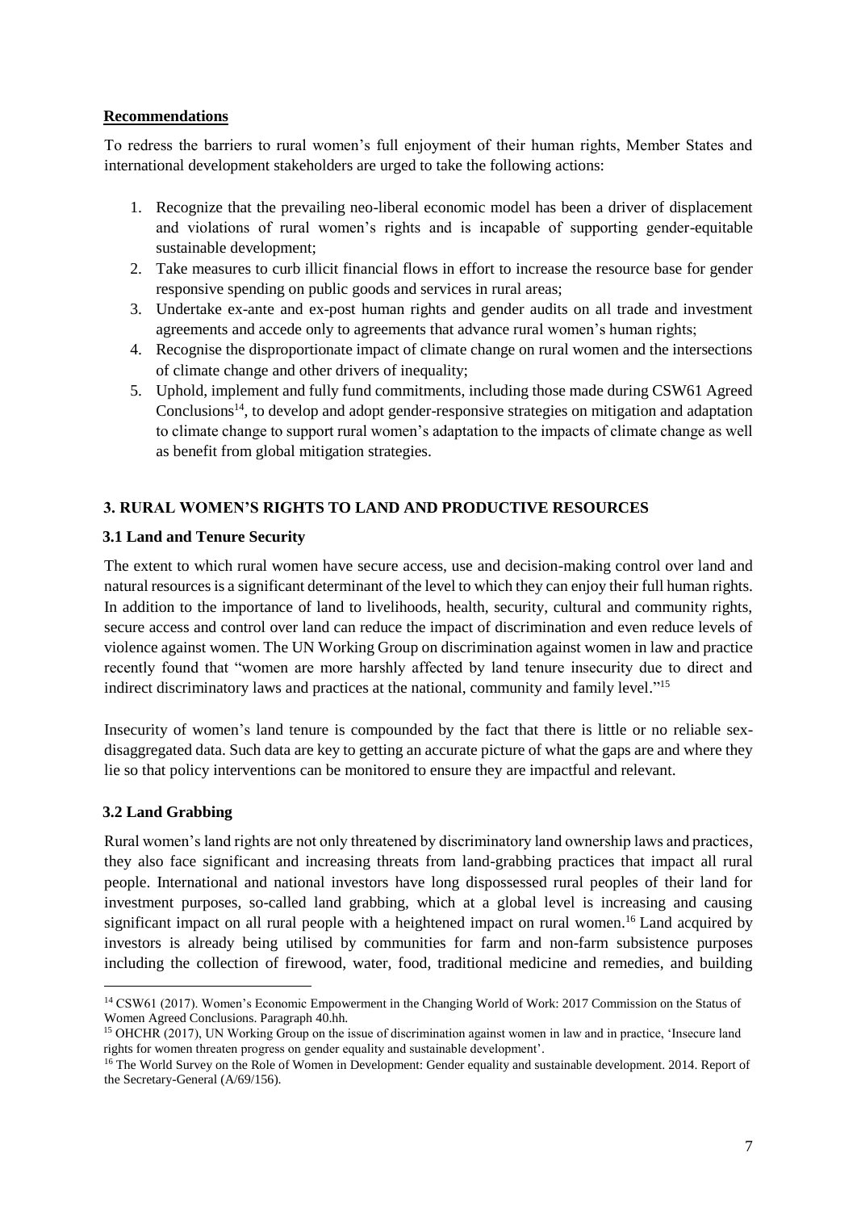**Recommendations**

To redress the barriers to rural women's full enjoyment of their human rights, Member States and international development stakeholders are urged to take the following actions:

1. Recognize that the prevailing neo-liberal economic model has been a driver of displacement and violations of rural women's rights and is incapable of supporting gender-equitable sustainable development;
2. Take measures to curb illicit financial flows in effort to increase the resource base for gender responsive spending on public goods and services in rural areas;
3. Undertake ex-ante and ex-post human rights and gender audits on all trade and investment agreements and accede only to agreements that advance rural women's human rights;
4. Recognise the disproportionate impact of climate change on rural women and the intersections of climate change and other drivers of inequality;
5. Uphold, implement and fully fund commitments, including those made during CSW61 Agreed Conclusions[14], to develop and adopt gender-responsive strategies on mitigation and adaptation to climate change to support rural women's adaptation to the impacts of climate change as well as benefit from global mitigation strategies.

## 3. RURAL WOMEN'S RIGHTS TO LAND AND PRODUCTIVE RESOURCES

### 3.1 Land and Tenure Security

The extent to which rural women have secure access, use and decision-making control over land and natural resources is a significant determinant of the level to which they can enjoy their full human rights. In addition to the importance of land to livelihoods, health, security, cultural and community rights, secure access and control over land can reduce the impact of discrimination and even reduce levels of violence against women. The UN Working Group on discrimination against women in law and practice recently found that "women are more harshly affected by land tenure insecurity due to direct and indirect discriminatory laws and practices at the national, community and family level."[15]

Insecurity of women's land tenure is compounded by the fact that there is little or no reliable sex-disaggregated data. Such data are key to getting an accurate picture of what the gaps are and where they lie so that policy interventions can be monitored to ensure they are impactful and relevant.

### 3.2 Land Grabbing

Rural women's land rights are not only threatened by discriminatory land ownership laws and practices, they also face significant and increasing threats from land-grabbing practices that impact all rural people. International and national investors have long dispossessed rural peoples of their land for investment purposes, so-called land grabbing, which at a global level is increasing and causing significant impact on all rural people with a heightened impact on rural women.[16] Land acquired by investors is already being utilised by communities for farm and non-farm subsistence purposes including the collection of firewood, water, food, traditional medicine and remedies, and building

---

[14] CSW61 (2017). Women's Economic Empowerment in the Changing World of Work: 2017 Commission on the Status of Women Agreed Conclusions. Paragraph 40.hh.

[15] OHCHR (2017), UN Working Group on the issue of discrimination against women in law and in practice, 'Insecure land rights for women threaten progress on gender equality and sustainable development'.

[16] The World Survey on the Role of Women in Development: Gender equality and sustainable development. 2014. Report of the Secretary-General (A/69/156).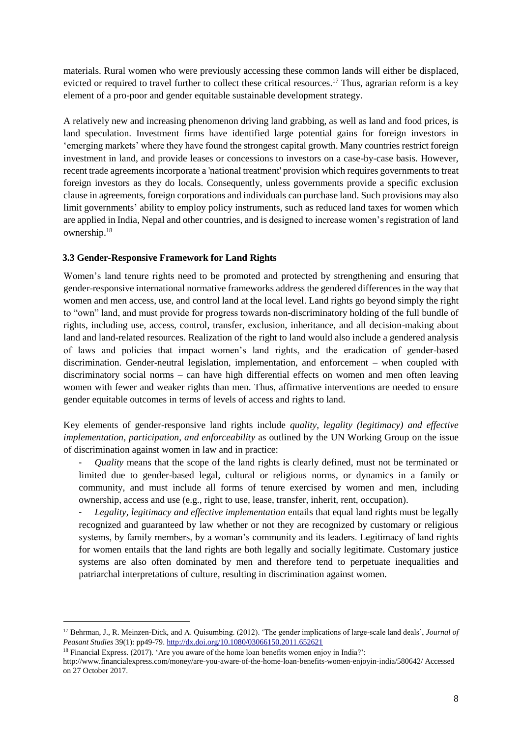materials. Rural women who were previously accessing these common lands will either be displaced, evicted or required to travel further to collect these critical resources.[17] Thus, agrarian reform is a key element of a pro-poor and gender equitable sustainable development strategy.

A relatively new and increasing phenomenon driving land grabbing, as well as land and food prices, is land speculation. Investment firms have identified large potential gains for foreign investors in 'emerging markets' where they have found the strongest capital growth. Many countries restrict foreign investment in land, and provide leases or concessions to investors on a case-by-case basis. However, recent trade agreements incorporate a 'national treatment' provision which requires governments to treat foreign investors as they do locals. Consequently, unless governments provide a specific exclusion clause in agreements, foreign corporations and individuals can purchase land. Such provisions may also limit governments' ability to employ policy instruments, such as reduced land taxes for women which are applied in India, Nepal and other countries, and is designed to increase women's registration of land ownership.[18]

### 3.3 Gender-Responsive Framework for Land Rights

Women's land tenure rights need to be promoted and protected by strengthening and ensuring that gender-responsive international normative frameworks address the gendered differences in the way that women and men access, use, and control land at the local level. Land rights go beyond simply the right to "own" land, and must provide for progress towards non-discriminatory holding of the full bundle of rights, including use, access, control, transfer, exclusion, inheritance, and all decision-making about land and land-related resources. Realization of the right to land would also include a gendered analysis of laws and policies that impact women's land rights, and the eradication of gender-based discrimination. Gender-neutral legislation, implementation, and enforcement – when coupled with discriminatory social norms – can have high differential effects on women and men often leaving women with fewer and weaker rights than men. Thus, affirmative interventions are needed to ensure gender equitable outcomes in terms of levels of access and rights to land.

Key elements of gender-responsive land rights include *quality, legality (legitimacy) and effective implementation, participation, and enforceability* as outlined by the UN Working Group on the issue of discrimination against women in law and in practice:

- *Quality* means that the scope of the land rights is clearly defined, must not be terminated or limited due to gender-based legal, cultural or religious norms, or dynamics in a family or community, and must include all forms of tenure exercised by women and men, including ownership, access and use (e.g., right to use, lease, transfer, inherit, rent, occupation).
- *Legality, legitimacy and effective implementation* entails that equal land rights must be legally recognized and guaranteed by law whether or not they are recognized by customary or religious systems, by family members, by a woman's community and its leaders. Legitimacy of land rights for women entails that the land rights are both legally and socially legitimate. Customary justice systems are also often dominated by men and therefore tend to perpetuate inequalities and patriarchal interpretations of culture, resulting in discrimination against women.

---

[17] Behrman, J., R. Meinzen-Dick, and A. Quisumbing. (2012). 'The gender implications of large-scale land deals', *Journal of Peasant Studies* 39(1): pp49-79. http://dx.doi.org/10.1080/03066150.2011.652621

[18] Financial Express. (2017). 'Are you aware of the home loan benefits women enjoy in India?': http://www.financialexpress.com/money/are-you-aware-of-the-home-loan-benefits-women-enjoyin-india/580642/ Accessed on 27 October 2017.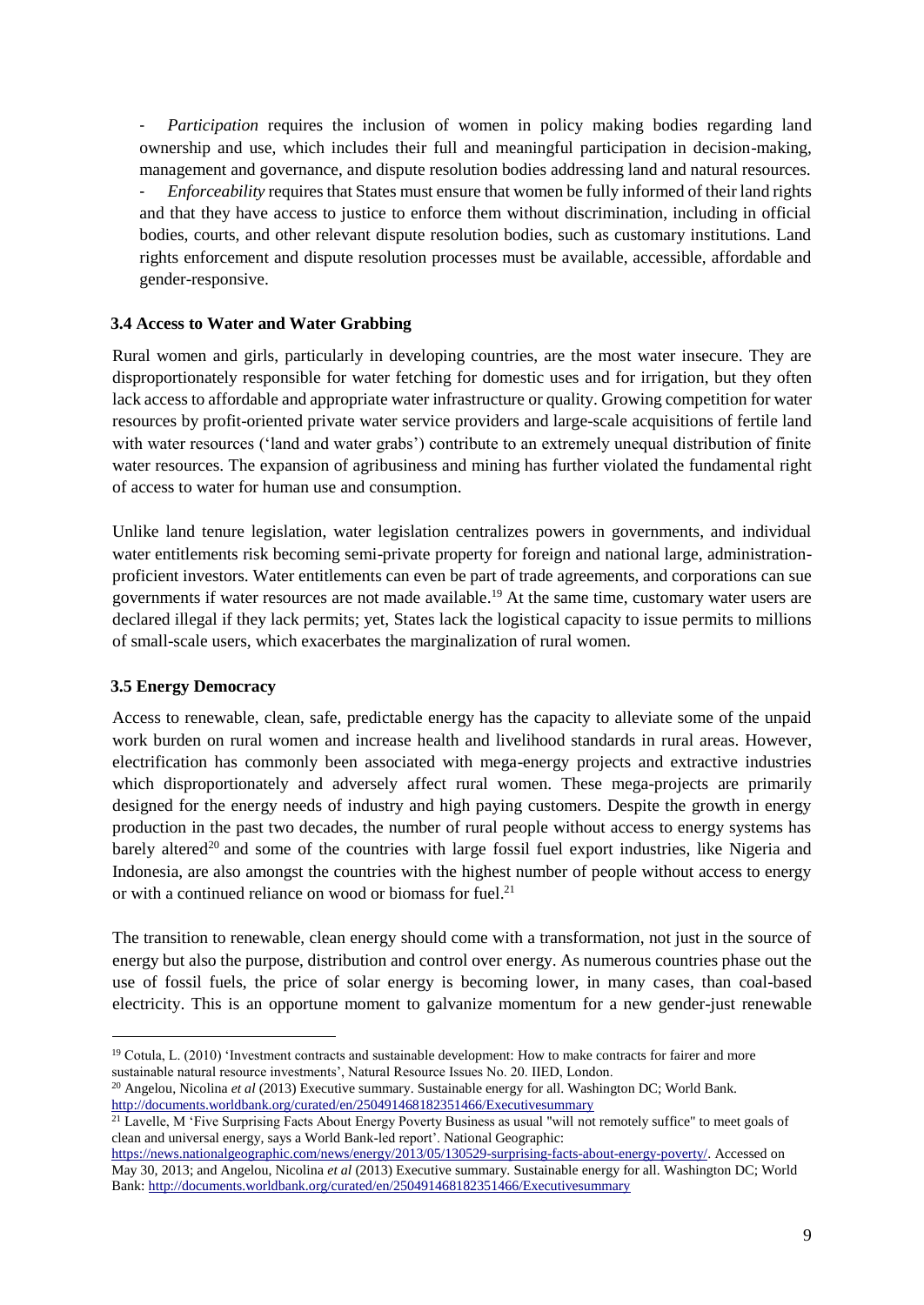- *Participation* requires the inclusion of women in policy making bodies regarding land ownership and use, which includes their full and meaningful participation in decision-making, management and governance, and dispute resolution bodies addressing land and natural resources.
- *Enforceability* requires that States must ensure that women be fully informed of their land rights and that they have access to justice to enforce them without discrimination, including in official bodies, courts, and other relevant dispute resolution bodies, such as customary institutions. Land rights enforcement and dispute resolution processes must be available, accessible, affordable and gender-responsive.

### 3.4 Access to Water and Water Grabbing

Rural women and girls, particularly in developing countries, are the most water insecure. They are disproportionately responsible for water fetching for domestic uses and for irrigation, but they often lack access to affordable and appropriate water infrastructure or quality. Growing competition for water resources by profit-oriented private water service providers and large-scale acquisitions of fertile land with water resources ('land and water grabs') contribute to an extremely unequal distribution of finite water resources. The expansion of agribusiness and mining has further violated the fundamental right of access to water for human use and consumption.

Unlike land tenure legislation, water legislation centralizes powers in governments, and individual water entitlements risk becoming semi-private property for foreign and national large, administration-proficient investors. Water entitlements can even be part of trade agreements, and corporations can sue governments if water resources are not made available.[19] At the same time, customary water users are declared illegal if they lack permits; yet, States lack the logistical capacity to issue permits to millions of small-scale users, which exacerbates the marginalization of rural women.

### 3.5 Energy Democracy

Access to renewable, clean, safe, predictable energy has the capacity to alleviate some of the unpaid work burden on rural women and increase health and livelihood standards in rural areas. However, electrification has commonly been associated with mega-energy projects and extractive industries which disproportionately and adversely affect rural women. These mega-projects are primarily designed for the energy needs of industry and high paying customers. Despite the growth in energy production in the past two decades, the number of rural people without access to energy systems has barely altered[20] and some of the countries with large fossil fuel export industries, like Nigeria and Indonesia, are also amongst the countries with the highest number of people without access to energy or with a continued reliance on wood or biomass for fuel.[21]

The transition to renewable, clean energy should come with a transformation, not just in the source of energy but also the purpose, distribution and control over energy. As numerous countries phase out the use of fossil fuels, the price of solar energy is becoming lower, in many cases, than coal-based electricity. This is an opportune moment to galvanize momentum for a new gender-just renewable

---

[19] Cotula, L. (2010) 'Investment contracts and sustainable development: How to make contracts for fairer and more sustainable natural resource investments', Natural Resource Issues No. 20. IIED, London.

[20] Angelou, Nicolina *et al* (2013) Executive summary. Sustainable energy for all. Washington DC; World Bank. http://documents.worldbank.org/curated/en/250491468182351466/Executivesummary

[21] Lavelle, M 'Five Surprising Facts About Energy Poverty Business as usual "will not remotely suffice" to meet goals of clean and universal energy, says a World Bank-led report'. National Geographic: https://news.nationalgeographic.com/news/energy/2013/05/130529-surprising-facts-about-energy-poverty/. Accessed on May 30, 2013; and Angelou, Nicolina *et al* (2013) Executive summary. Sustainable energy for all. Washington DC; World Bank: http://documents.worldbank.org/curated/en/250491468182351466/Executivesummary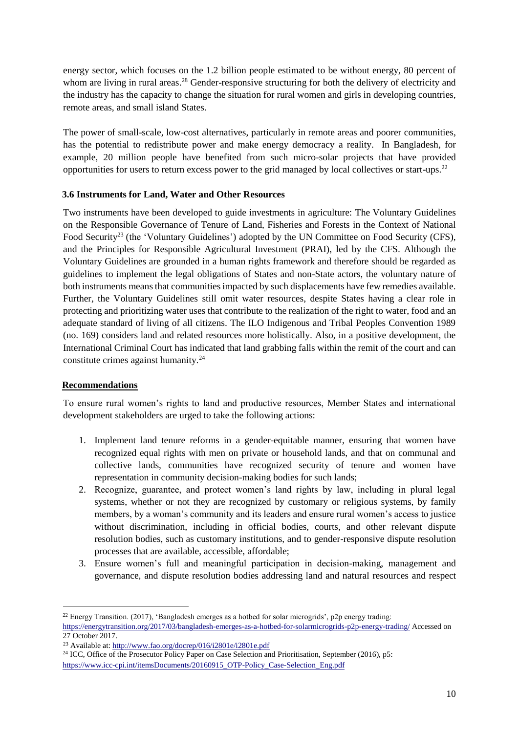energy sector, which focuses on the 1.2 billion people estimated to be without energy, 80 percent of whom are living in rural areas.[28] Gender-responsive structuring for both the delivery of electricity and the industry has the capacity to change the situation for rural women and girls in developing countries, remote areas, and small island States.

The power of small-scale, low-cost alternatives, particularly in remote areas and poorer communities, has the potential to redistribute power and make energy democracy a reality. In Bangladesh, for example, 20 million people have benefited from such micro-solar projects that have provided opportunities for users to return excess power to the grid managed by local collectives or start-ups.[22]

### 3.6 Instruments for Land, Water and Other Resources

Two instruments have been developed to guide investments in agriculture: The Voluntary Guidelines on the Responsible Governance of Tenure of Land, Fisheries and Forests in the Context of National Food Security[23] (the 'Voluntary Guidelines') adopted by the UN Committee on Food Security (CFS), and the Principles for Responsible Agricultural Investment (PRAI), led by the CFS. Although the Voluntary Guidelines are grounded in a human rights framework and therefore should be regarded as guidelines to implement the legal obligations of States and non-State actors, the voluntary nature of both instruments means that communities impacted by such displacements have few remedies available. Further, the Voluntary Guidelines still omit water resources, despite States having a clear role in protecting and prioritizing water uses that contribute to the realization of the right to water, food and an adequate standard of living of all citizens. The ILO Indigenous and Tribal Peoples Convention 1989 (no. 169) considers land and related resources more holistically. Also, in a positive development, the International Criminal Court has indicated that land grabbing falls within the remit of the court and can constitute crimes against humanity.[24]

**Recommendations**

To ensure rural women's rights to land and productive resources, Member States and international development stakeholders are urged to take the following actions:

1. Implement land tenure reforms in a gender-equitable manner, ensuring that women have recognized equal rights with men on private or household lands, and that on communal and collective lands, communities have recognized security of tenure and women have representation in community decision-making bodies for such lands;
2. Recognize, guarantee, and protect women's land rights by law, including in plural legal systems, whether or not they are recognized by customary or religious systems, by family members, by a woman's community and its leaders and ensure rural women's access to justice without discrimination, including in official bodies, courts, and other relevant dispute resolution bodies, such as customary institutions, and to gender-responsive dispute resolution processes that are available, accessible, affordable;
3. Ensure women's full and meaningful participation in decision-making, management and governance, and dispute resolution bodies addressing land and natural resources and respect

---

[22] Energy Transition. (2017), 'Bangladesh emerges as a hotbed for solar microgrids', p2p energy trading: https://energytransition.org/2017/03/bangladesh-emerges-as-a-hotbed-for-solarmicrogrids-p2p-energy-trading/ Accessed on 27 October 2017.

[23] Available at: http://www.fao.org/docrep/016/i2801e/i2801e.pdf

[24] ICC, Office of the Prosecutor Policy Paper on Case Selection and Prioritisation, September (2016), p5: https://www.icc-cpi.int/itemsDocuments/20160915_OTP-Policy_Case-Selection_Eng.pdf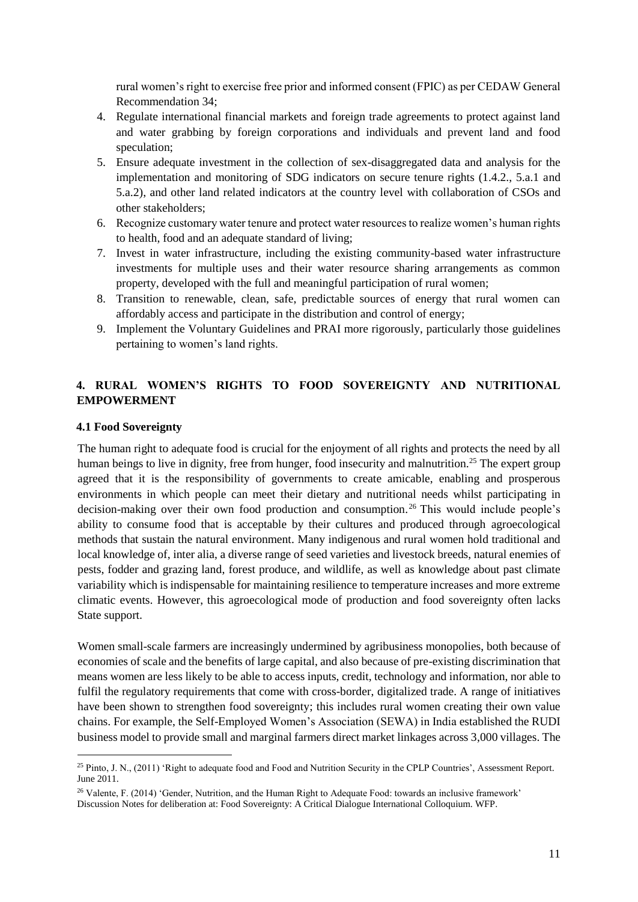rural women's right to exercise free prior and informed consent (FPIC) as per CEDAW General Recommendation 34;

4. Regulate international financial markets and foreign trade agreements to protect against land and water grabbing by foreign corporations and individuals and prevent land and food speculation;
5. Ensure adequate investment in the collection of sex-disaggregated data and analysis for the implementation and monitoring of SDG indicators on secure tenure rights (1.4.2., 5.a.1 and 5.a.2), and other land related indicators at the country level with collaboration of CSOs and other stakeholders;
6. Recognize customary water tenure and protect water resources to realize women's human rights to health, food and an adequate standard of living;
7. Invest in water infrastructure, including the existing community-based water infrastructure investments for multiple uses and their water resource sharing arrangements as common property, developed with the full and meaningful participation of rural women;
8. Transition to renewable, clean, safe, predictable sources of energy that rural women can affordably access and participate in the distribution and control of energy;
9. Implement the Voluntary Guidelines and PRAI more rigorously, particularly those guidelines pertaining to women's land rights.

## 4. RURAL WOMEN'S RIGHTS TO FOOD SOVEREIGNTY AND NUTRITIONAL EMPOWERMENT

### 4.1 Food Sovereignty

The human right to adequate food is crucial for the enjoyment of all rights and protects the need by all human beings to live in dignity, free from hunger, food insecurity and malnutrition.[25] The expert group agreed that it is the responsibility of governments to create amicable, enabling and prosperous environments in which people can meet their dietary and nutritional needs whilst participating in decision-making over their own food production and consumption.[26] This would include people's ability to consume food that is acceptable by their cultures and produced through agroecological methods that sustain the natural environment. Many indigenous and rural women hold traditional and local knowledge of, inter alia, a diverse range of seed varieties and livestock breeds, natural enemies of pests, fodder and grazing land, forest produce, and wildlife, as well as knowledge about past climate variability which is indispensable for maintaining resilience to temperature increases and more extreme climatic events. However, this agroecological mode of production and food sovereignty often lacks State support.

Women small-scale farmers are increasingly undermined by agribusiness monopolies, both because of economies of scale and the benefits of large capital, and also because of pre-existing discrimination that means women are less likely to be able to access inputs, credit, technology and information, nor able to fulfil the regulatory requirements that come with cross-border, digitalized trade. A range of initiatives have been shown to strengthen food sovereignty; this includes rural women creating their own value chains. For example, the Self-Employed Women's Association (SEWA) in India established the RUDI business model to provide small and marginal farmers direct market linkages across 3,000 villages. The

---

[25] Pinto, J. N., (2011) 'Right to adequate food and Food and Nutrition Security in the CPLP Countries', Assessment Report. June 2011.

[26] Valente, F. (2014) 'Gender, Nutrition, and the Human Right to Adequate Food: towards an inclusive framework' Discussion Notes for deliberation at: Food Sovereignty: A Critical Dialogue International Colloquium. WFP.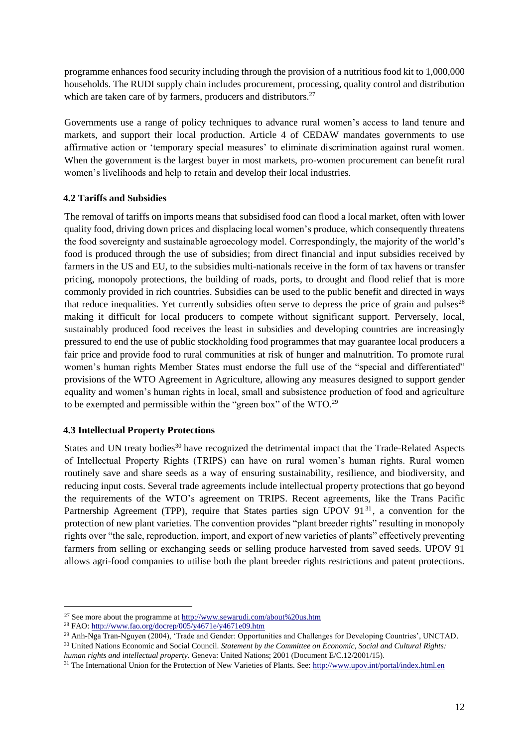programme enhances food security including through the provision of a nutritious food kit to 1,000,000 households. The RUDI supply chain includes procurement, processing, quality control and distribution which are taken care of by farmers, producers and distributors.[27]

Governments use a range of policy techniques to advance rural women's access to land tenure and markets, and support their local production. Article 4 of CEDAW mandates governments to use affirmative action or 'temporary special measures' to eliminate discrimination against rural women. When the government is the largest buyer in most markets, pro-women procurement can benefit rural women's livelihoods and help to retain and develop their local industries.

### 4.2 Tariffs and Subsidies

The removal of tariffs on imports means that subsidised food can flood a local market, often with lower quality food, driving down prices and displacing local women's produce, which consequently threatens the food sovereignty and sustainable agroecology model. Correspondingly, the majority of the world's food is produced through the use of subsidies; from direct financial and input subsidies received by farmers in the US and EU, to the subsidies multi-nationals receive in the form of tax havens or transfer pricing, monopoly protections, the building of roads, ports, to drought and flood relief that is more commonly provided in rich countries. Subsidies can be used to the public benefit and directed in ways that reduce inequalities. Yet currently subsidies often serve to depress the price of grain and pulses[28] making it difficult for local producers to compete without significant support. Perversely, local, sustainably produced food receives the least in subsidies and developing countries are increasingly pressured to end the use of public stockholding food programmes that may guarantee local producers a fair price and provide food to rural communities at risk of hunger and malnutrition. To promote rural women's human rights Member States must endorse the full use of the "special and differentiated" provisions of the WTO Agreement in Agriculture, allowing any measures designed to support gender equality and women's human rights in local, small and subsistence production of food and agriculture to be exempted and permissible within the "green box" of the WTO.[29]

### 4.3 Intellectual Property Protections

States and UN treaty bodies[30] have recognized the detrimental impact that the Trade-Related Aspects of Intellectual Property Rights (TRIPS) can have on rural women's human rights. Rural women routinely save and share seeds as a way of ensuring sustainability, resilience, and biodiversity, and reducing input costs. Several trade agreements include intellectual property protections that go beyond the requirements of the WTO's agreement on TRIPS. Recent agreements, like the Trans Pacific Partnership Agreement (TPP), require that States parties sign UPOV 91[31], a convention for the protection of new plant varieties. The convention provides "plant breeder rights" resulting in monopoly rights over "the sale, reproduction, import, and export of new varieties of plants" effectively preventing farmers from selling or exchanging seeds or selling produce harvested from saved seeds. UPOV 91 allows agri-food companies to utilise both the plant breeder rights restrictions and patent protections.

---

[27] See more about the programme at http://www.sewarudi.com/about%20us.htm

[28] FAO: http://www.fao.org/docrep/005/y4671e/y4671e09.htm

[29] Anh-Nga Tran-Nguyen (2004), 'Trade and Gender: Opportunities and Challenges for Developing Countries', UNCTAD.

[30] United Nations Economic and Social Council. *Statement by the Committee on Economic, Social and Cultural Rights: human rights and intellectual property.* Geneva: United Nations; 2001 (Document E/C.12/2001/15).

[31] The International Union for the Protection of New Varieties of Plants. See: http://www.upov.int/portal/index.html.en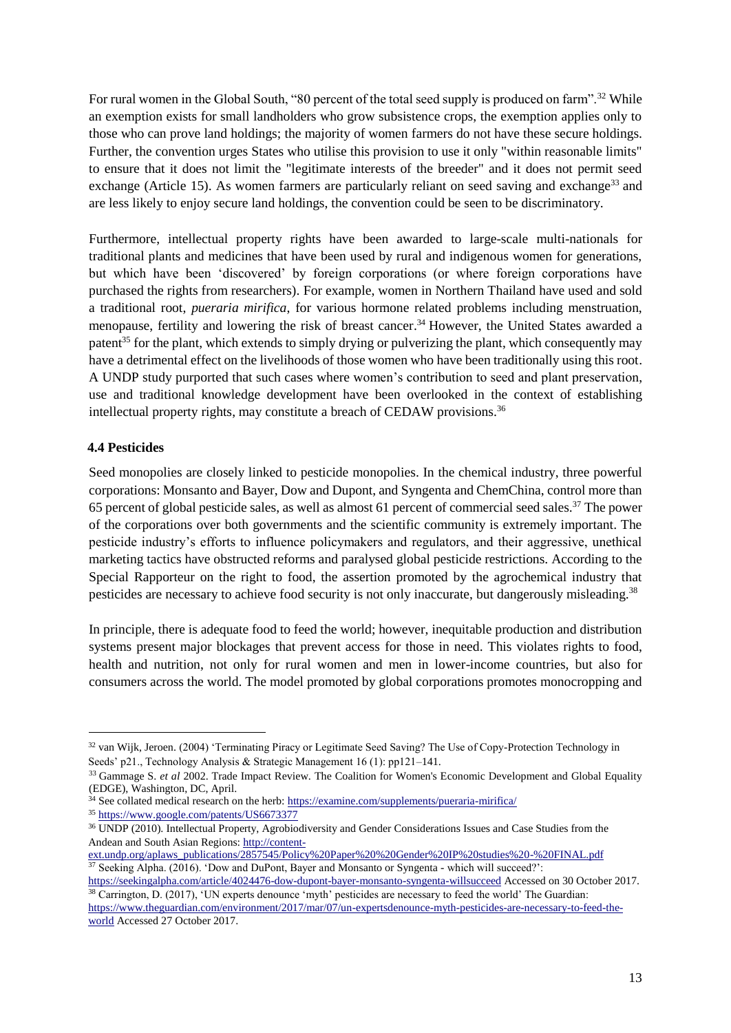For rural women in the Global South, "80 percent of the total seed supply is produced on farm".[32] While an exemption exists for small landholders who grow subsistence crops, the exemption applies only to those who can prove land holdings; the majority of women farmers do not have these secure holdings. Further, the convention urges States who utilise this provision to use it only "within reasonable limits" to ensure that it does not limit the "legitimate interests of the breeder" and it does not permit seed exchange (Article 15). As women farmers are particularly reliant on seed saving and exchange[33] and are less likely to enjoy secure land holdings, the convention could be seen to be discriminatory.

Furthermore, intellectual property rights have been awarded to large-scale multi-nationals for traditional plants and medicines that have been used by rural and indigenous women for generations, but which have been 'discovered' by foreign corporations (or where foreign corporations have purchased the rights from researchers). For example, women in Northern Thailand have used and sold a traditional root, *pueraria mirifica,* for various hormone related problems including menstruation, menopause, fertility and lowering the risk of breast cancer.[34] However, the United States awarded a patent[35] for the plant, which extends to simply drying or pulverizing the plant, which consequently may have a detrimental effect on the livelihoods of those women who have been traditionally using this root. A UNDP study purported that such cases where women's contribution to seed and plant preservation, use and traditional knowledge development have been overlooked in the context of establishing intellectual property rights, may constitute a breach of CEDAW provisions.[36]

### 4.4 Pesticides

Seed monopolies are closely linked to pesticide monopolies. In the chemical industry, three powerful corporations: Monsanto and Bayer, Dow and Dupont, and Syngenta and ChemChina, control more than 65 percent of global pesticide sales, as well as almost 61 percent of commercial seed sales.[37] The power of the corporations over both governments and the scientific community is extremely important. The pesticide industry's efforts to influence policymakers and regulators, and their aggressive, unethical marketing tactics have obstructed reforms and paralysed global pesticide restrictions. According to the Special Rapporteur on the right to food, the assertion promoted by the agrochemical industry that pesticides are necessary to achieve food security is not only inaccurate, but dangerously misleading.[38]

In principle, there is adequate food to feed the world; however, inequitable production and distribution systems present major blockages that prevent access for those in need. This violates rights to food, health and nutrition, not only for rural women and men in lower-income countries, but also for consumers across the world. The model promoted by global corporations promotes monocropping and

---

[32] van Wijk, Jeroen. (2004) 'Terminating Piracy or Legitimate Seed Saving? The Use of Copy-Protection Technology in Seeds' p21., Technology Analysis & Strategic Management 16 (1): pp121–141.

[33] Gammage S. *et al* 2002. Trade Impact Review. The Coalition for Women's Economic Development and Global Equality (EDGE), Washington, DC, April.

[34] See collated medical research on the herb: https://examine.com/supplements/pueraria-mirifica/

[35] https://www.google.com/patents/US6673377

[36] UNDP (2010). Intellectual Property, Agrobiodiversity and Gender Considerations Issues and Case Studies from the Andean and South Asian Regions: http://content-ext.undp.org/aplaws_publications/2857545/Policy%20Paper%20%20Gender%20IP%20studies%20-%20FINAL.pdf

[37] Seeking Alpha. (2016). 'Dow and DuPont, Bayer and Monsanto or Syngenta - which will succeed?': https://seekingalpha.com/article/4024476-dow-dupont-bayer-monsanto-syngenta-willsucceed Accessed on 30 October 2017.

[38] Carrington, D. (2017), 'UN experts denounce 'myth' pesticides are necessary to feed the world' The Guardian: https://www.theguardian.com/environment/2017/mar/07/un-expertsdenounce-myth-pesticides-are-necessary-to-feed-the-world Accessed 27 October 2017.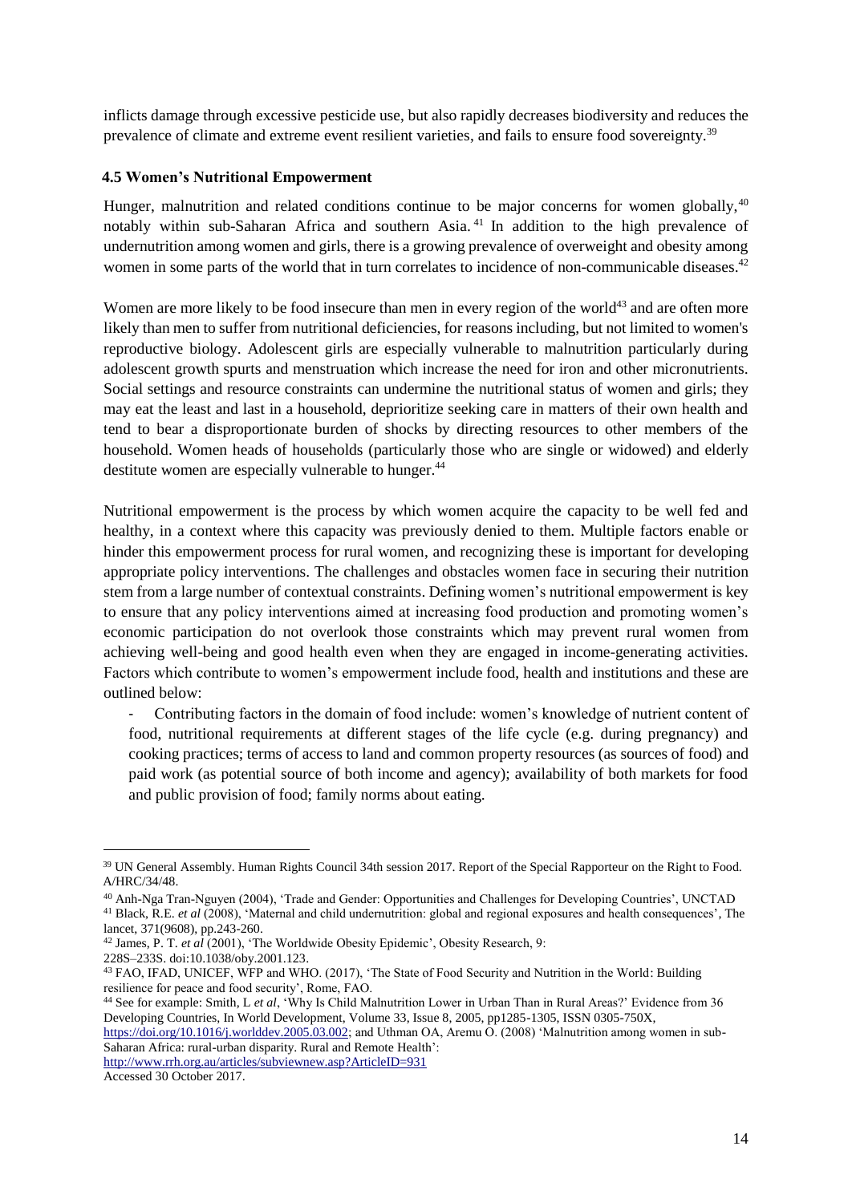inflicts damage through excessive pesticide use, but also rapidly decreases biodiversity and reduces the prevalence of climate and extreme event resilient varieties, and fails to ensure food sovereignty.[39]

### 4.5 Women's Nutritional Empowerment

Hunger, malnutrition and related conditions continue to be major concerns for women globally,[40] notably within sub-Saharan Africa and southern Asia.[41] In addition to the high prevalence of undernutrition among women and girls, there is a growing prevalence of overweight and obesity among women in some parts of the world that in turn correlates to incidence of non-communicable diseases.[42]

Women are more likely to be food insecure than men in every region of the world[43] and are often more likely than men to suffer from nutritional deficiencies, for reasons including, but not limited to women's reproductive biology. Adolescent girls are especially vulnerable to malnutrition particularly during adolescent growth spurts and menstruation which increase the need for iron and other micronutrients. Social settings and resource constraints can undermine the nutritional status of women and girls; they may eat the least and last in a household, deprioritize seeking care in matters of their own health and tend to bear a disproportionate burden of shocks by directing resources to other members of the household. Women heads of households (particularly those who are single or widowed) and elderly destitute women are especially vulnerable to hunger.[44]

Nutritional empowerment is the process by which women acquire the capacity to be well fed and healthy, in a context where this capacity was previously denied to them. Multiple factors enable or hinder this empowerment process for rural women, and recognizing these is important for developing appropriate policy interventions. The challenges and obstacles women face in securing their nutrition stem from a large number of contextual constraints. Defining women's nutritional empowerment is key to ensure that any policy interventions aimed at increasing food production and promoting women's economic participation do not overlook those constraints which may prevent rural women from achieving well-being and good health even when they are engaged in income-generating activities. Factors which contribute to women's empowerment include food, health and institutions and these are outlined below:

- Contributing factors in the domain of food include: women's knowledge of nutrient content of food, nutritional requirements at different stages of the life cycle (e.g. during pregnancy) and cooking practices; terms of access to land and common property resources (as sources of food) and paid work (as potential source of both income and agency); availability of both markets for food and public provision of food; family norms about eating.

---

[39] UN General Assembly. Human Rights Council 34th session 2017. Report of the Special Rapporteur on the Right to Food. A/HRC/34/48.

[40] Anh-Nga Tran-Nguyen (2004), 'Trade and Gender: Opportunities and Challenges for Developing Countries', UNCTAD

[41] Black, R.E. *et al* (2008), 'Maternal and child undernutrition: global and regional exposures and health consequences', The lancet, 371(9608), pp.243-260.

[42] James, P. T. *et al* (2001), 'The Worldwide Obesity Epidemic', Obesity Research, 9: 228S–233S. doi:10.1038/oby.2001.123.

[43] FAO, IFAD, UNICEF, WFP and WHO. (2017), 'The State of Food Security and Nutrition in the World: Building resilience for peace and food security', Rome, FAO.

[44] See for example: Smith, L *et al*, 'Why Is Child Malnutrition Lower in Urban Than in Rural Areas?' Evidence from 36 Developing Countries, In World Development, Volume 33, Issue 8, 2005, pp1285-1305, ISSN 0305-750X, https://doi.org/10.1016/j.worlddev.2005.03.002; and Uthman OA, Aremu O. (2008) 'Malnutrition among women in sub-Saharan Africa: rural-urban disparity. Rural and Remote Health': http://www.rrh.org.au/articles/subviewnew.asp?ArticleID=931 Accessed 30 October 2017.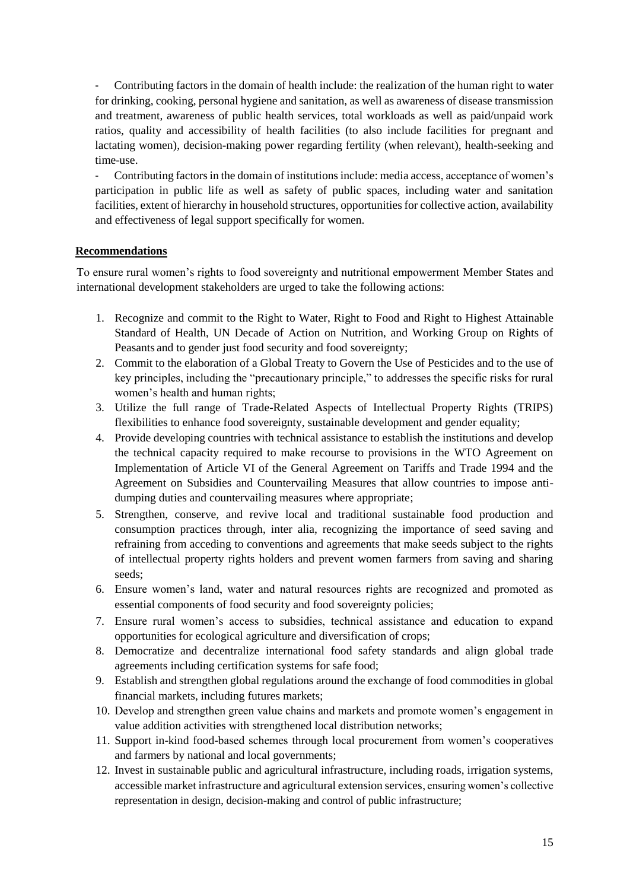- Contributing factors in the domain of health include: the realization of the human right to water for drinking, cooking, personal hygiene and sanitation, as well as awareness of disease transmission and treatment, awareness of public health services, total workloads as well as paid/unpaid work ratios, quality and accessibility of health facilities (to also include facilities for pregnant and lactating women), decision-making power regarding fertility (when relevant), health-seeking and time-use.
- Contributing factors in the domain of institutions include: media access, acceptance of women's participation in public life as well as safety of public spaces, including water and sanitation facilities, extent of hierarchy in household structures, opportunities for collective action, availability and effectiveness of legal support specifically for women.

**Recommendations**

To ensure rural women's rights to food sovereignty and nutritional empowerment Member States and international development stakeholders are urged to take the following actions:

1. Recognize and commit to the Right to Water, Right to Food and Right to Highest Attainable Standard of Health, UN Decade of Action on Nutrition, and Working Group on Rights of Peasants and to gender just food security and food sovereignty;
2. Commit to the elaboration of a Global Treaty to Govern the Use of Pesticides and to the use of key principles, including the "precautionary principle," to addresses the specific risks for rural women's health and human rights;
3. Utilize the full range of Trade-Related Aspects of Intellectual Property Rights (TRIPS) flexibilities to enhance food sovereignty, sustainable development and gender equality;
4. Provide developing countries with technical assistance to establish the institutions and develop the technical capacity required to make recourse to provisions in the WTO Agreement on Implementation of Article VI of the General Agreement on Tariffs and Trade 1994 and the Agreement on Subsidies and Countervailing Measures that allow countries to impose anti-dumping duties and countervailing measures where appropriate;
5. Strengthen, conserve, and revive local and traditional sustainable food production and consumption practices through, inter alia, recognizing the importance of seed saving and refraining from acceding to conventions and agreements that make seeds subject to the rights of intellectual property rights holders and prevent women farmers from saving and sharing seeds;
6. Ensure women's land, water and natural resources rights are recognized and promoted as essential components of food security and food sovereignty policies;
7. Ensure rural women's access to subsidies, technical assistance and education to expand opportunities for ecological agriculture and diversification of crops;
8. Democratize and decentralize international food safety standards and align global trade agreements including certification systems for safe food;
9. Establish and strengthen global regulations around the exchange of food commodities in global financial markets, including futures markets;
10. Develop and strengthen green value chains and markets and promote women's engagement in value addition activities with strengthened local distribution networks;
11. Support in-kind food-based schemes through local procurement from women's cooperatives and farmers by national and local governments;
12. Invest in sustainable public and agricultural infrastructure, including roads, irrigation systems, accessible market infrastructure and agricultural extension services, ensuring women's collective representation in design, decision-making and control of public infrastructure;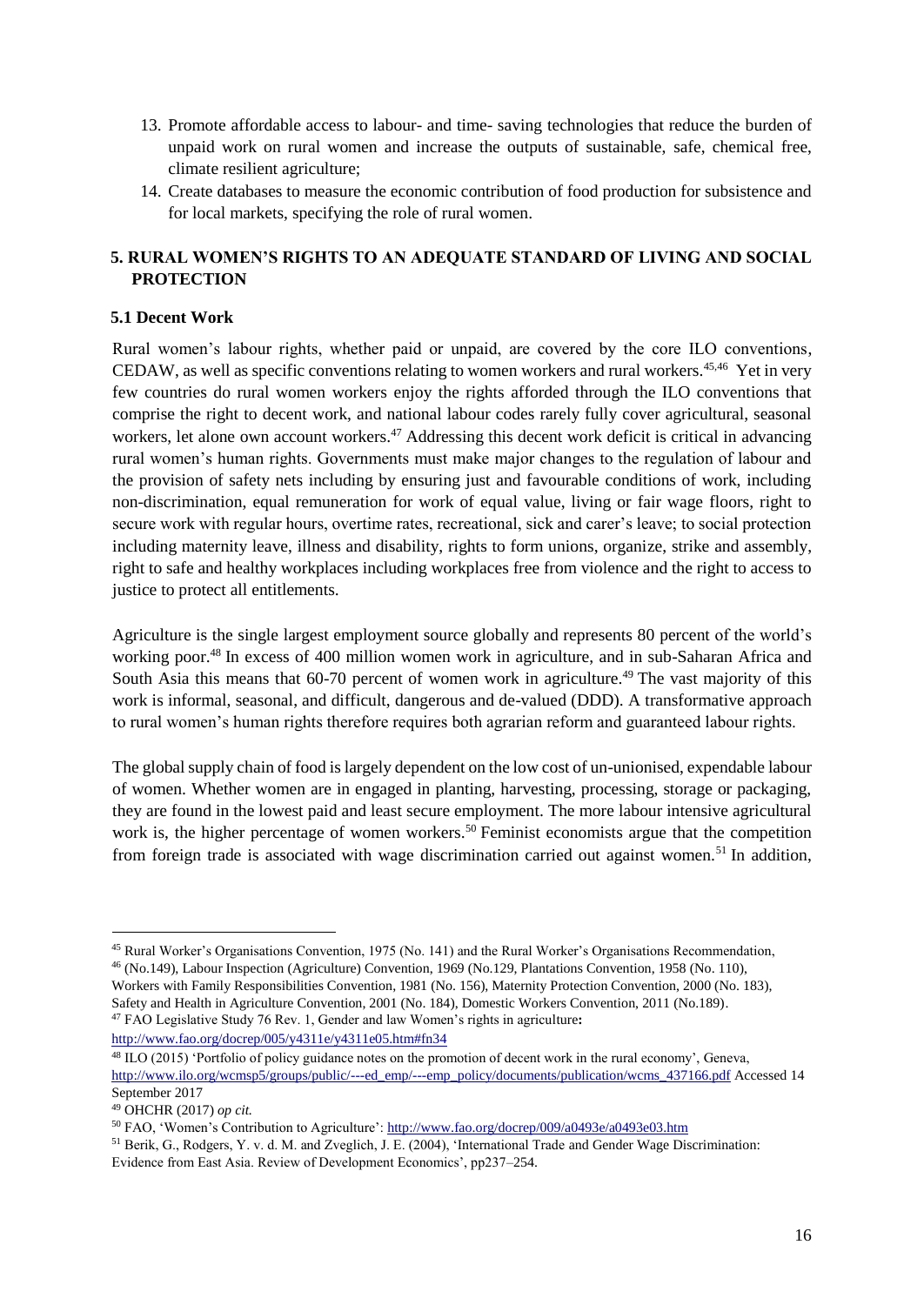13. Promote affordable access to labour- and time- saving technologies that reduce the burden of unpaid work on rural women and increase the outputs of sustainable, safe, chemical free, climate resilient agriculture;
14. Create databases to measure the economic contribution of food production for subsistence and for local markets, specifying the role of rural women.

## 5. RURAL WOMEN'S RIGHTS TO AN ADEQUATE STANDARD OF LIVING AND SOCIAL PROTECTION

### 5.1 Decent Work

Rural women's labour rights, whether paid or unpaid, are covered by the core ILO conventions, CEDAW, as well as specific conventions relating to women workers and rural workers.[45,46] Yet in very few countries do rural women workers enjoy the rights afforded through the ILO conventions that comprise the right to decent work, and national labour codes rarely fully cover agricultural, seasonal workers, let alone own account workers.[47] Addressing this decent work deficit is critical in advancing rural women's human rights. Governments must make major changes to the regulation of labour and the provision of safety nets including by ensuring just and favourable conditions of work, including non-discrimination, equal remuneration for work of equal value, living or fair wage floors, right to secure work with regular hours, overtime rates, recreational, sick and carer's leave; to social protection including maternity leave, illness and disability, rights to form unions, organize, strike and assembly, right to safe and healthy workplaces including workplaces free from violence and the right to access to justice to protect all entitlements.

Agriculture is the single largest employment source globally and represents 80 percent of the world's working poor.[48] In excess of 400 million women work in agriculture, and in sub-Saharan Africa and South Asia this means that 60-70 percent of women work in agriculture.[49] The vast majority of this work is informal, seasonal, and difficult, dangerous and de-valued (DDD). A transformative approach to rural women's human rights therefore requires both agrarian reform and guaranteed labour rights.

The global supply chain of food is largely dependent on the low cost of un-unionised, expendable labour of women. Whether women are in engaged in planting, harvesting, processing, storage or packaging, they are found in the lowest paid and least secure employment. The more labour intensive agricultural work is, the higher percentage of women workers.[50] Feminist economists argue that the competition from foreign trade is associated with wage discrimination carried out against women.[51] In addition,

---

[45] Rural Worker's Organisations Convention, 1975 (No. 141) and the Rural Worker's Organisations Recommendation,
[46] (No.149), Labour Inspection (Agriculture) Convention, 1969 (No.129, Plantations Convention, 1958 (No. 110), Workers with Family Responsibilities Convention, 1981 (No. 156), Maternity Protection Convention, 2000 (No. 183), Safety and Health in Agriculture Convention, 2001 (No. 184), Domestic Workers Convention, 2011 (No.189).
[47] FAO Legislative Study 76 Rev. 1, Gender and law Women's rights in agriculture**:** http://www.fao.org/docrep/005/y4311e/y4311e05.htm#fn34
[48] ILO (2015) 'Portfolio of policy guidance notes on the promotion of decent work in the rural economy', Geneva, http://www.ilo.org/wcmsp5/groups/public/---ed_emp/---emp_policy/documents/publication/wcms_437166.pdf Accessed 14 September 2017
[49] OHCHR (2017) *op cit.*
[50] FAO, 'Women's Contribution to Agriculture': http://www.fao.org/docrep/009/a0493e/a0493e03.htm
[51] Berik, G., Rodgers, Y. v. d. M. and Zveglich, J. E. (2004), 'International Trade and Gender Wage Discrimination: Evidence from East Asia. Review of Development Economics', pp237–254.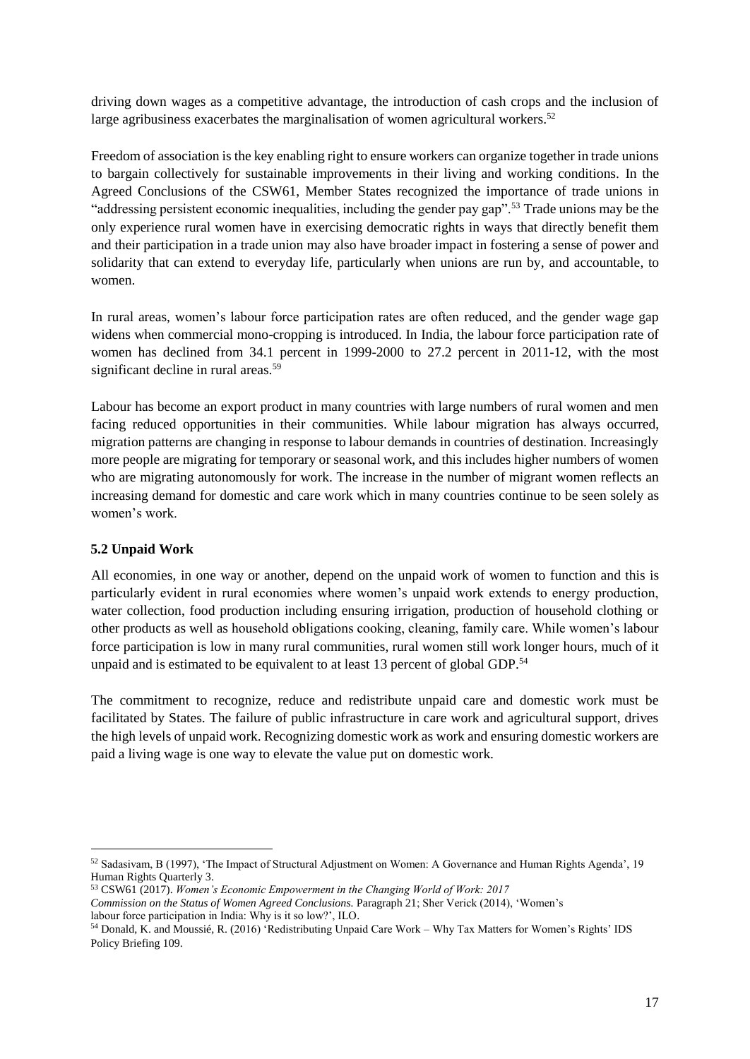driving down wages as a competitive advantage, the introduction of cash crops and the inclusion of large agribusiness exacerbates the marginalisation of women agricultural workers.[52]

Freedom of association is the key enabling right to ensure workers can organize together in trade unions to bargain collectively for sustainable improvements in their living and working conditions. In the Agreed Conclusions of the CSW61, Member States recognized the importance of trade unions in "addressing persistent economic inequalities, including the gender pay gap".[53] Trade unions may be the only experience rural women have in exercising democratic rights in ways that directly benefit them and their participation in a trade union may also have broader impact in fostering a sense of power and solidarity that can extend to everyday life, particularly when unions are run by, and accountable, to women.

In rural areas, women's labour force participation rates are often reduced, and the gender wage gap widens when commercial mono-cropping is introduced. In India, the labour force participation rate of women has declined from 34.1 percent in 1999-2000 to 27.2 percent in 2011-12, with the most significant decline in rural areas.[59]

Labour has become an export product in many countries with large numbers of rural women and men facing reduced opportunities in their communities. While labour migration has always occurred, migration patterns are changing in response to labour demands in countries of destination. Increasingly more people are migrating for temporary or seasonal work, and this includes higher numbers of women who are migrating autonomously for work. The increase in the number of migrant women reflects an increasing demand for domestic and care work which in many countries continue to be seen solely as women's work.

### 5.2 Unpaid Work

All economies, in one way or another, depend on the unpaid work of women to function and this is particularly evident in rural economies where women's unpaid work extends to energy production, water collection, food production including ensuring irrigation, production of household clothing or other products as well as household obligations cooking, cleaning, family care. While women's labour force participation is low in many rural communities, rural women still work longer hours, much of it unpaid and is estimated to be equivalent to at least 13 percent of global GDP.[54]

The commitment to recognize, reduce and redistribute unpaid care and domestic work must be facilitated by States. The failure of public infrastructure in care work and agricultural support, drives the high levels of unpaid work. Recognizing domestic work as work and ensuring domestic workers are paid a living wage is one way to elevate the value put on domestic work.

---

[52] Sadasivam, B (1997), 'The Impact of Structural Adjustment on Women: A Governance and Human Rights Agenda', 19 Human Rights Quarterly 3.

[53] CSW61 (2017). *Women's Economic Empowerment in the Changing World of Work: 2017 Commission on the Status of Women Agreed Conclusions.* Paragraph 21; Sher Verick (2014), 'Women's labour force participation in India: Why is it so low?', ILO.

[54] Donald, K. and Moussié, R. (2016) 'Redistributing Unpaid Care Work – Why Tax Matters for Women's Rights' IDS Policy Briefing 109.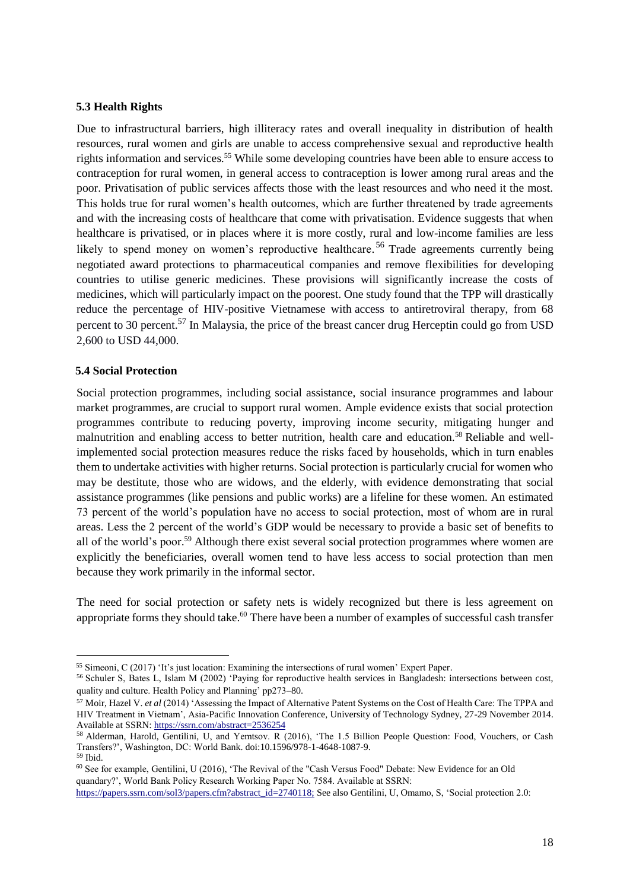### 5.3 Health Rights

Due to infrastructural barriers, high illiteracy rates and overall inequality in distribution of health resources, rural women and girls are unable to access comprehensive sexual and reproductive health rights information and services.[55] While some developing countries have been able to ensure access to contraception for rural women, in general access to contraception is lower among rural areas and the poor. Privatisation of public services affects those with the least resources and who need it the most. This holds true for rural women's health outcomes, which are further threatened by trade agreements and with the increasing costs of healthcare that come with privatisation. Evidence suggests that when healthcare is privatised, or in places where it is more costly, rural and low-income families are less likely to spend money on women's reproductive healthcare.[56] Trade agreements currently being negotiated award protections to pharmaceutical companies and remove flexibilities for developing countries to utilise generic medicines. These provisions will significantly increase the costs of medicines, which will particularly impact on the poorest. One study found that the TPP will drastically reduce the percentage of HIV-positive Vietnamese with access to antiretroviral therapy, from 68 percent to 30 percent.[57] In Malaysia, the price of the breast cancer drug Herceptin could go from USD 2,600 to USD 44,000.

### 5.4 Social Protection

Social protection programmes, including social assistance, social insurance programmes and labour market programmes, are crucial to support rural women. Ample evidence exists that social protection programmes contribute to reducing poverty, improving income security, mitigating hunger and malnutrition and enabling access to better nutrition, health care and education.[58] Reliable and well-implemented social protection measures reduce the risks faced by households, which in turn enables them to undertake activities with higher returns. Social protection is particularly crucial for women who may be destitute, those who are widows, and the elderly, with evidence demonstrating that social assistance programmes (like pensions and public works) are a lifeline for these women. An estimated 73 percent of the world's population have no access to social protection, most of whom are in rural areas. Less the 2 percent of the world's GDP would be necessary to provide a basic set of benefits to all of the world's poor.[59] Although there exist several social protection programmes where women are explicitly the beneficiaries, overall women tend to have less access to social protection than men because they work primarily in the informal sector.

The need for social protection or safety nets is widely recognized but there is less agreement on appropriate forms they should take.[60] There have been a number of examples of successful cash transfer

---

[55] Simeoni, C (2017) 'It's just location: Examining the intersections of rural women' Expert Paper.

[56] Schuler S, Bates L, Islam M (2002) 'Paying for reproductive health services in Bangladesh: intersections between cost, quality and culture. Health Policy and Planning' pp273–80.

[57] Moir, Hazel V. *et al* (2014) 'Assessing the Impact of Alternative Patent Systems on the Cost of Health Care: The TPPA and HIV Treatment in Vietnam', Asia-Pacific Innovation Conference, University of Technology Sydney, 27-29 November 2014. Available at SSRN: https://ssrn.com/abstract=2536254

[58] Alderman, Harold, Gentilini, U, and Yemtsov. R (2016), 'The 1.5 Billion People Question: Food, Vouchers, or Cash Transfers?', Washington, DC: World Bank. doi:10.1596/978-1-4648-1087-9.

[59] Ibid.

[60] See for example, Gentilini, U (2016), 'The Revival of the "Cash Versus Food" Debate: New Evidence for an Old quandary?', World Bank Policy Research Working Paper No. 7584. Available at SSRN: https://papers.ssrn.com/sol3/papers.cfm?abstract_id=2740118; See also Gentilini, U, Omamo, S, 'Social protection 2.0: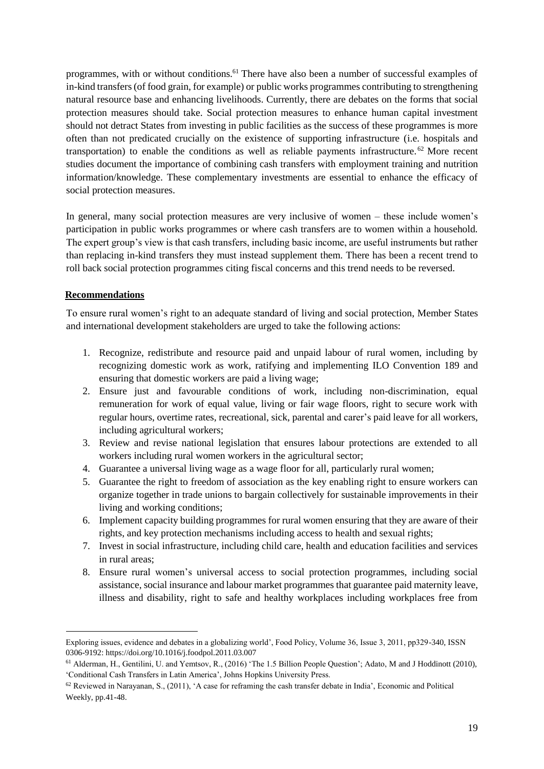programmes, with or without conditions.[61] There have also been a number of successful examples of in-kind transfers (of food grain, for example) or public works programmes contributing to strengthening natural resource base and enhancing livelihoods. Currently, there are debates on the forms that social protection measures should take. Social protection measures to enhance human capital investment should not detract States from investing in public facilities as the success of these programmes is more often than not predicated crucially on the existence of supporting infrastructure (i.e. hospitals and transportation) to enable the conditions as well as reliable payments infrastructure.[62] More recent studies document the importance of combining cash transfers with employment training and nutrition information/knowledge. These complementary investments are essential to enhance the efficacy of social protection measures.

In general, many social protection measures are very inclusive of women – these include women's participation in public works programmes or where cash transfers are to women within a household. The expert group's view is that cash transfers, including basic income, are useful instruments but rather than replacing in-kind transfers they must instead supplement them. There has been a recent trend to roll back social protection programmes citing fiscal concerns and this trend needs to be reversed.

**Recommendations**

To ensure rural women's right to an adequate standard of living and social protection, Member States and international development stakeholders are urged to take the following actions:

1. Recognize, redistribute and resource paid and unpaid labour of rural women, including by recognizing domestic work as work, ratifying and implementing ILO Convention 189 and ensuring that domestic workers are paid a living wage;
2. Ensure just and favourable conditions of work, including non-discrimination, equal remuneration for work of equal value, living or fair wage floors, right to secure work with regular hours, overtime rates, recreational, sick, parental and carer's paid leave for all workers, including agricultural workers;
3. Review and revise national legislation that ensures labour protections are extended to all workers including rural women workers in the agricultural sector;
4. Guarantee a universal living wage as a wage floor for all, particularly rural women;
5. Guarantee the right to freedom of association as the key enabling right to ensure workers can organize together in trade unions to bargain collectively for sustainable improvements in their living and working conditions;
6. Implement capacity building programmes for rural women ensuring that they are aware of their rights, and key protection mechanisms including access to health and sexual rights;
7. Invest in social infrastructure, including child care, health and education facilities and services in rural areas;
8. Ensure rural women's universal access to social protection programmes, including social assistance, social insurance and labour market programmes that guarantee paid maternity leave, illness and disability, right to safe and healthy workplaces including workplaces free from

---

Exploring issues, evidence and debates in a globalizing world', Food Policy, Volume 36, Issue 3, 2011, pp329-340, ISSN 0306-9192: https://doi.org/10.1016/j.foodpol.2011.03.007

[61] Alderman, H., Gentilini, U. and Yemtsov, R., (2016) 'The 1.5 Billion People Question'; Adato, M and J Hoddinott (2010), 'Conditional Cash Transfers in Latin America', Johns Hopkins University Press.

[62] Reviewed in Narayanan, S., (2011), 'A case for reframing the cash transfer debate in India', Economic and Political Weekly, pp.41-48.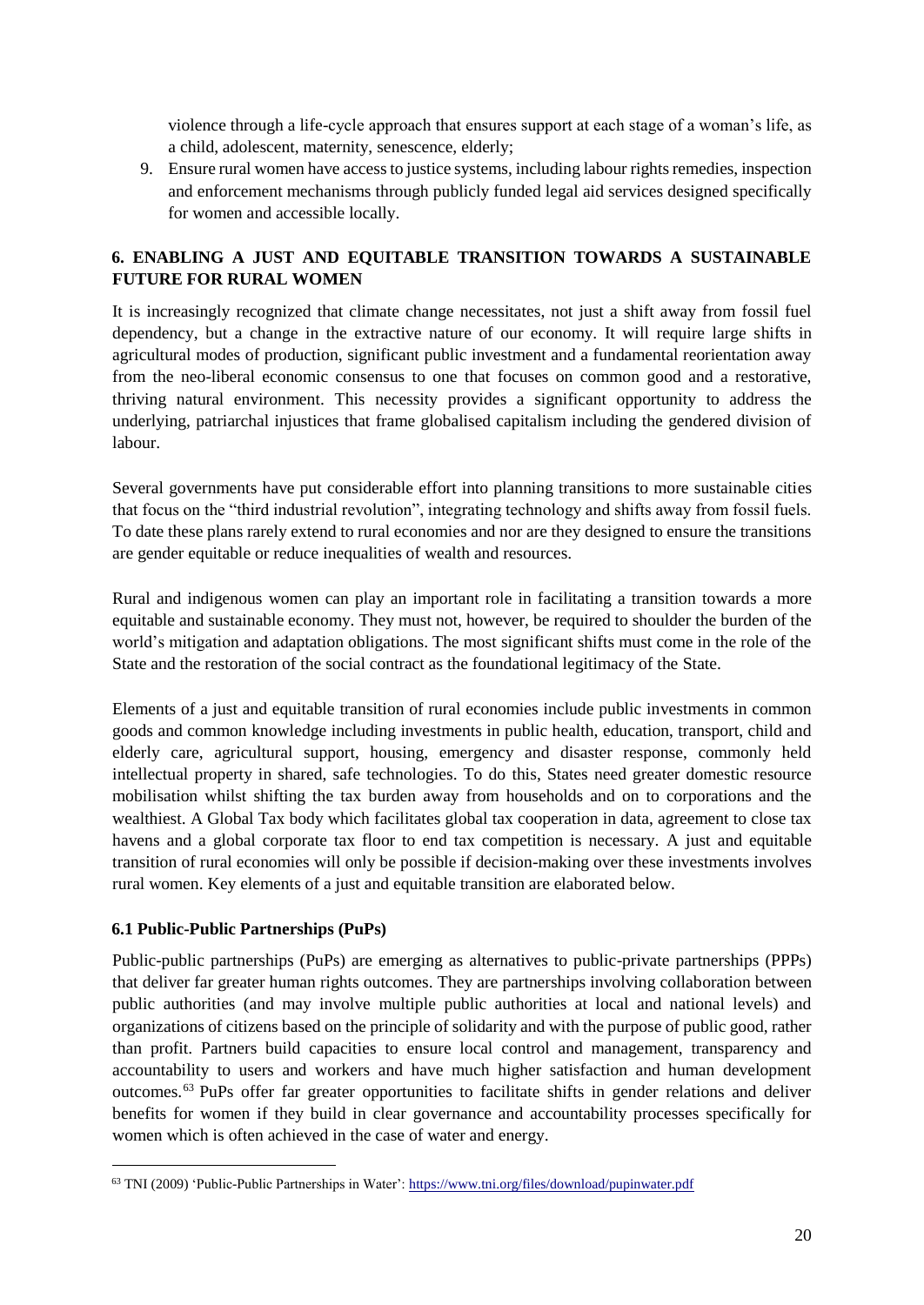violence through a life-cycle approach that ensures support at each stage of a woman's life, as a child, adolescent, maternity, senescence, elderly;

9. Ensure rural women have access to justice systems, including labour rights remedies, inspection and enforcement mechanisms through publicly funded legal aid services designed specifically for women and accessible locally.

## 6. ENABLING A JUST AND EQUITABLE TRANSITION TOWARDS A SUSTAINABLE FUTURE FOR RURAL WOMEN

It is increasingly recognized that climate change necessitates, not just a shift away from fossil fuel dependency, but a change in the extractive nature of our economy. It will require large shifts in agricultural modes of production, significant public investment and a fundamental reorientation away from the neo-liberal economic consensus to one that focuses on common good and a restorative, thriving natural environment. This necessity provides a significant opportunity to address the underlying, patriarchal injustices that frame globalised capitalism including the gendered division of labour.

Several governments have put considerable effort into planning transitions to more sustainable cities that focus on the "third industrial revolution", integrating technology and shifts away from fossil fuels. To date these plans rarely extend to rural economies and nor are they designed to ensure the transitions are gender equitable or reduce inequalities of wealth and resources.

Rural and indigenous women can play an important role in facilitating a transition towards a more equitable and sustainable economy. They must not, however, be required to shoulder the burden of the world's mitigation and adaptation obligations. The most significant shifts must come in the role of the State and the restoration of the social contract as the foundational legitimacy of the State.

Elements of a just and equitable transition of rural economies include public investments in common goods and common knowledge including investments in public health, education, transport, child and elderly care, agricultural support, housing, emergency and disaster response, commonly held intellectual property in shared, safe technologies. To do this, States need greater domestic resource mobilisation whilst shifting the tax burden away from households and on to corporations and the wealthiest. A Global Tax body which facilitates global tax cooperation in data, agreement to close tax havens and a global corporate tax floor to end tax competition is necessary. A just and equitable transition of rural economies will only be possible if decision-making over these investments involves rural women. Key elements of a just and equitable transition are elaborated below.

### 6.1 Public-Public Partnerships (PuPs)

Public-public partnerships (PuPs) are emerging as alternatives to public-private partnerships (PPPs) that deliver far greater human rights outcomes. They are partnerships involving collaboration between public authorities (and may involve multiple public authorities at local and national levels) and organizations of citizens based on the principle of solidarity and with the purpose of public good, rather than profit. Partners build capacities to ensure local control and management, transparency and accountability to users and workers and have much higher satisfaction and human development outcomes.[63] PuPs offer far greater opportunities to facilitate shifts in gender relations and deliver benefits for women if they build in clear governance and accountability processes specifically for women which is often achieved in the case of water and energy.

[63] TNI (2009) 'Public-Public Partnerships in Water': https://www.tni.org/files/download/pupinwater.pdf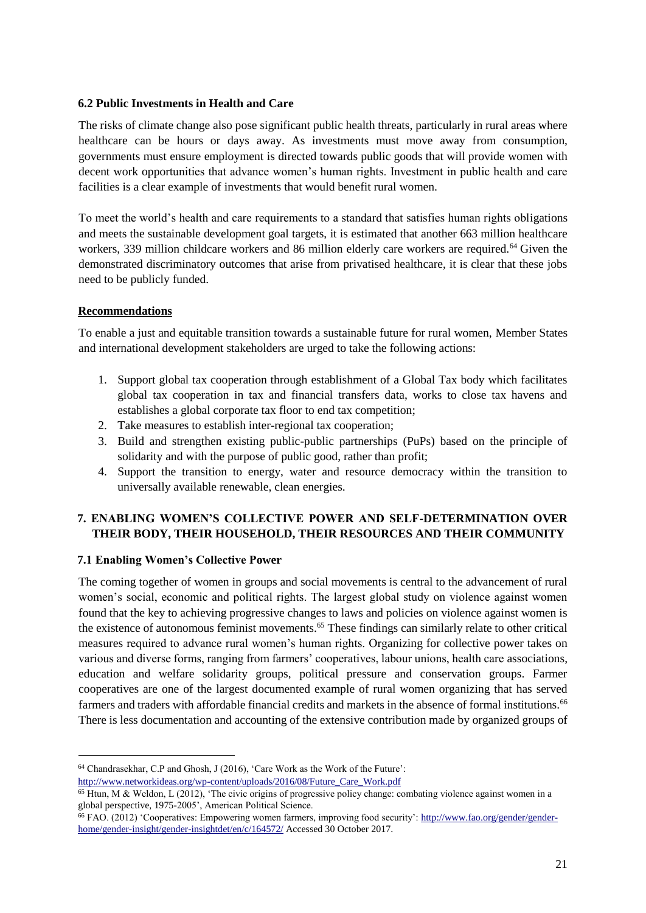### 6.2 Public Investments in Health and Care

The risks of climate change also pose significant public health threats, particularly in rural areas where healthcare can be hours or days away. As investments must move away from consumption, governments must ensure employment is directed towards public goods that will provide women with decent work opportunities that advance women's human rights. Investment in public health and care facilities is a clear example of investments that would benefit rural women.

To meet the world's health and care requirements to a standard that satisfies human rights obligations and meets the sustainable development goal targets, it is estimated that another 663 million healthcare workers, 339 million childcare workers and 86 million elderly care workers are required.[64] Given the demonstrated discriminatory outcomes that arise from privatised healthcare, it is clear that these jobs need to be publicly funded.

**Recommendations**

To enable a just and equitable transition towards a sustainable future for rural women, Member States and international development stakeholders are urged to take the following actions:

1. Support global tax cooperation through establishment of a Global Tax body which facilitates global tax cooperation in tax and financial transfers data, works to close tax havens and establishes a global corporate tax floor to end tax competition;
2. Take measures to establish inter-regional tax cooperation;
3. Build and strengthen existing public-public partnerships (PuPs) based on the principle of solidarity and with the purpose of public good, rather than profit;
4. Support the transition to energy, water and resource democracy within the transition to universally available renewable, clean energies.

## 7. ENABLING WOMEN'S COLLECTIVE POWER AND SELF-DETERMINATION OVER THEIR BODY, THEIR HOUSEHOLD, THEIR RESOURCES AND THEIR COMMUNITY

### 7.1 Enabling Women's Collective Power

The coming together of women in groups and social movements is central to the advancement of rural women's social, economic and political rights. The largest global study on violence against women found that the key to achieving progressive changes to laws and policies on violence against women is the existence of autonomous feminist movements.[65] These findings can similarly relate to other critical measures required to advance rural women's human rights. Organizing for collective power takes on various and diverse forms, ranging from farmers' cooperatives, labour unions, health care associations, education and welfare solidarity groups, political pressure and conservation groups. Farmer cooperatives are one of the largest documented example of rural women organizing that has served farmers and traders with affordable financial credits and markets in the absence of formal institutions.[66] There is less documentation and accounting of the extensive contribution made by organized groups of

---

[64] Chandrasekhar, C.P and Ghosh, J (2016), 'Care Work as the Work of the Future': http://www.networkideas.org/wp-content/uploads/2016/08/Future_Care_Work.pdf

[65] Htun, M & Weldon, L (2012), 'The civic origins of progressive policy change: combating violence against women in a global perspective, 1975-2005', American Political Science.

[66] FAO. (2012) 'Cooperatives: Empowering women farmers, improving food security': http://www.fao.org/gender/gender-home/gender-insight/gender-insightdet/en/c/164572/ Accessed 30 October 2017.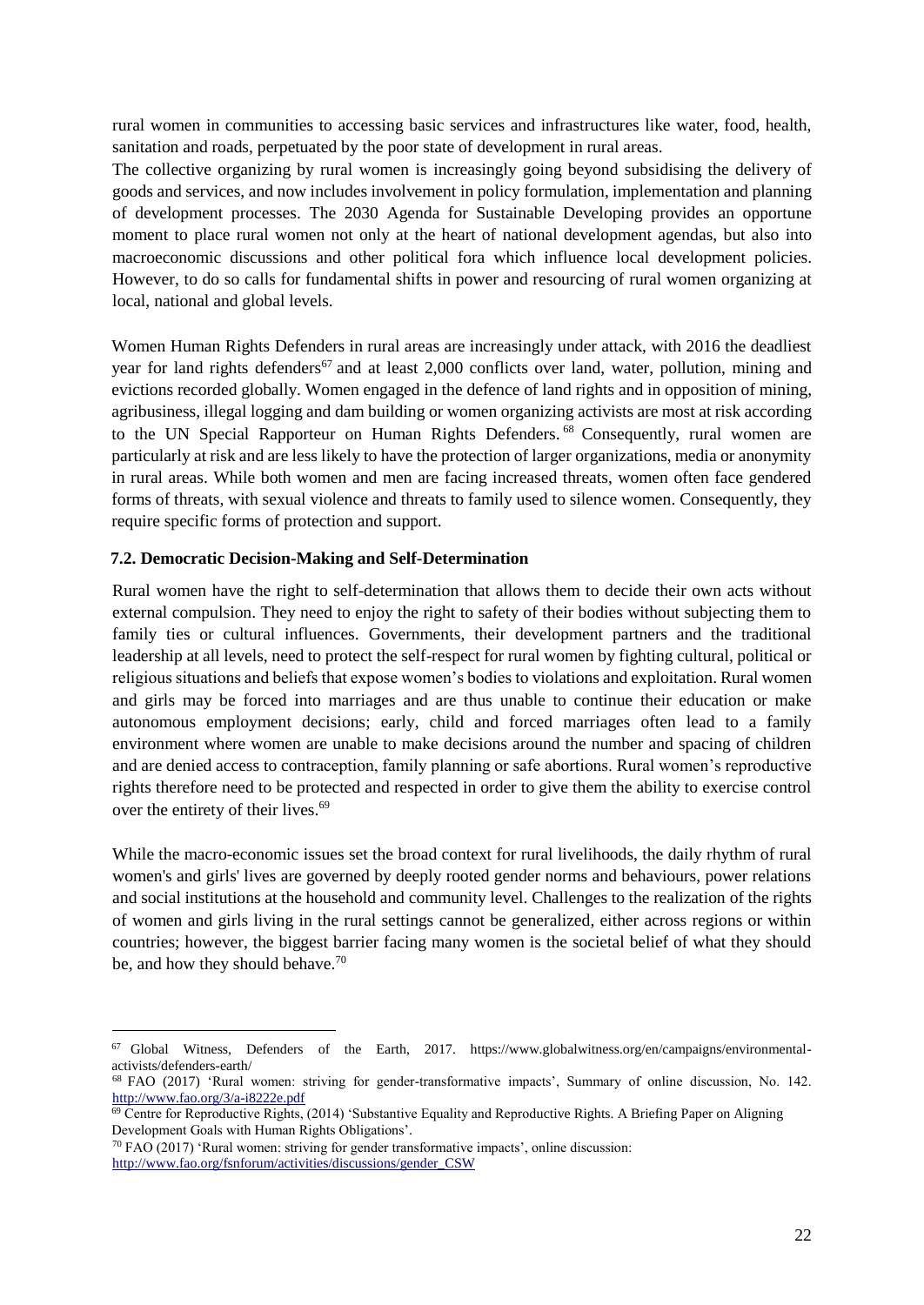rural women in communities to accessing basic services and infrastructures like water, food, health, sanitation and roads, perpetuated by the poor state of development in rural areas.

The collective organizing by rural women is increasingly going beyond subsidising the delivery of goods and services, and now includes involvement in policy formulation, implementation and planning of development processes. The 2030 Agenda for Sustainable Developing provides an opportune moment to place rural women not only at the heart of national development agendas, but also into macroeconomic discussions and other political fora which influence local development policies. However, to do so calls for fundamental shifts in power and resourcing of rural women organizing at local, national and global levels.

Women Human Rights Defenders in rural areas are increasingly under attack, with 2016 the deadliest year for land rights defenders[67] and at least 2,000 conflicts over land, water, pollution, mining and evictions recorded globally. Women engaged in the defence of land rights and in opposition of mining, agribusiness, illegal logging and dam building or women organizing activists are most at risk according to the UN Special Rapporteur on Human Rights Defenders.[68] Consequently, rural women are particularly at risk and are less likely to have the protection of larger organizations, media or anonymity in rural areas. While both women and men are facing increased threats, women often face gendered forms of threats, with sexual violence and threats to family used to silence women. Consequently, they require specific forms of protection and support.

### 7.2. Democratic Decision-Making and Self-Determination

Rural women have the right to self-determination that allows them to decide their own acts without external compulsion. They need to enjoy the right to safety of their bodies without subjecting them to family ties or cultural influences. Governments, their development partners and the traditional leadership at all levels, need to protect the self-respect for rural women by fighting cultural, political or religious situations and beliefs that expose women's bodies to violations and exploitation. Rural women and girls may be forced into marriages and are thus unable to continue their education or make autonomous employment decisions; early, child and forced marriages often lead to a family environment where women are unable to make decisions around the number and spacing of children and are denied access to contraception, family planning or safe abortions. Rural women's reproductive rights therefore need to be protected and respected in order to give them the ability to exercise control over the entirety of their lives.[69]

While the macro-economic issues set the broad context for rural livelihoods, the daily rhythm of rural women's and girls' lives are governed by deeply rooted gender norms and behaviours, power relations and social institutions at the household and community level. Challenges to the realization of the rights of women and girls living in the rural settings cannot be generalized, either across regions or within countries; however, the biggest barrier facing many women is the societal belief of what they should be, and how they should behave.[70]

---

[67] Global Witness, Defenders of the Earth, 2017. https://www.globalwitness.org/en/campaigns/environmental-activists/defenders-earth/

[68] FAO (2017) 'Rural women: striving for gender-transformative impacts', Summary of online discussion, No. 142. http://www.fao.org/3/a-i8222e.pdf

[69] Centre for Reproductive Rights, (2014) 'Substantive Equality and Reproductive Rights. A Briefing Paper on Aligning Development Goals with Human Rights Obligations'.

[70] FAO (2017) 'Rural women: striving for gender transformative impacts', online discussion: http://www.fao.org/fsnforum/activities/discussions/gender_CSW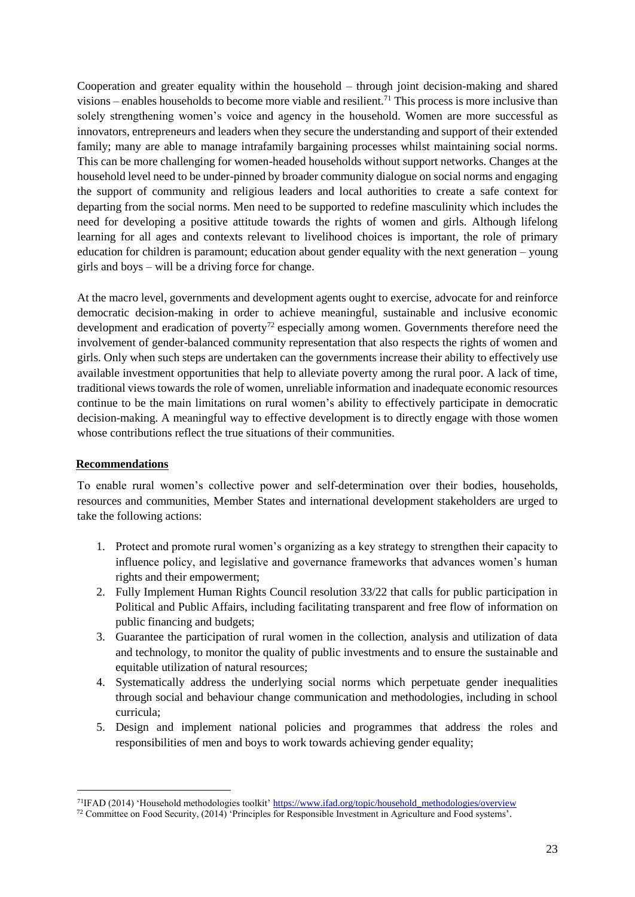Cooperation and greater equality within the household – through joint decision-making and shared visions – enables households to become more viable and resilient.[71] This process is more inclusive than solely strengthening women's voice and agency in the household. Women are more successful as innovators, entrepreneurs and leaders when they secure the understanding and support of their extended family; many are able to manage intrafamily bargaining processes whilst maintaining social norms. This can be more challenging for women-headed households without support networks. Changes at the household level need to be under-pinned by broader community dialogue on social norms and engaging the support of community and religious leaders and local authorities to create a safe context for departing from the social norms. Men need to be supported to redefine masculinity which includes the need for developing a positive attitude towards the rights of women and girls. Although lifelong learning for all ages and contexts relevant to livelihood choices is important, the role of primary education for children is paramount; education about gender equality with the next generation – young girls and boys – will be a driving force for change.

At the macro level, governments and development agents ought to exercise, advocate for and reinforce democratic decision-making in order to achieve meaningful, sustainable and inclusive economic development and eradication of poverty[72] especially among women. Governments therefore need the involvement of gender-balanced community representation that also respects the rights of women and girls. Only when such steps are undertaken can the governments increase their ability to effectively use available investment opportunities that help to alleviate poverty among the rural poor. A lack of time, traditional views towards the role of women, unreliable information and inadequate economic resources continue to be the main limitations on rural women's ability to effectively participate in democratic decision-making. A meaningful way to effective development is to directly engage with those women whose contributions reflect the true situations of their communities.

## Recommendations

To enable rural women's collective power and self-determination over their bodies, households, resources and communities, Member States and international development stakeholders are urged to take the following actions:

1. Protect and promote rural women's organizing as a key strategy to strengthen their capacity to influence policy, and legislative and governance frameworks that advances women's human rights and their empowerment;
2. Fully Implement Human Rights Council resolution 33/22 that calls for public participation in Political and Public Affairs, including facilitating transparent and free flow of information on public financing and budgets;
3. Guarantee the participation of rural women in the collection, analysis and utilization of data and technology, to monitor the quality of public investments and to ensure the sustainable and equitable utilization of natural resources;
4. Systematically address the underlying social norms which perpetuate gender inequalities through social and behaviour change communication and methodologies, including in school curricula;
5. Design and implement national policies and programmes that address the roles and responsibilities of men and boys to work towards achieving gender equality;

---

[71] IFAD (2014) 'Household methodologies toolkit' https://www.ifad.org/topic/household_methodologies/overview

[72] Committee on Food Security, (2014) 'Principles for Responsible Investment in Agriculture and Food systems'.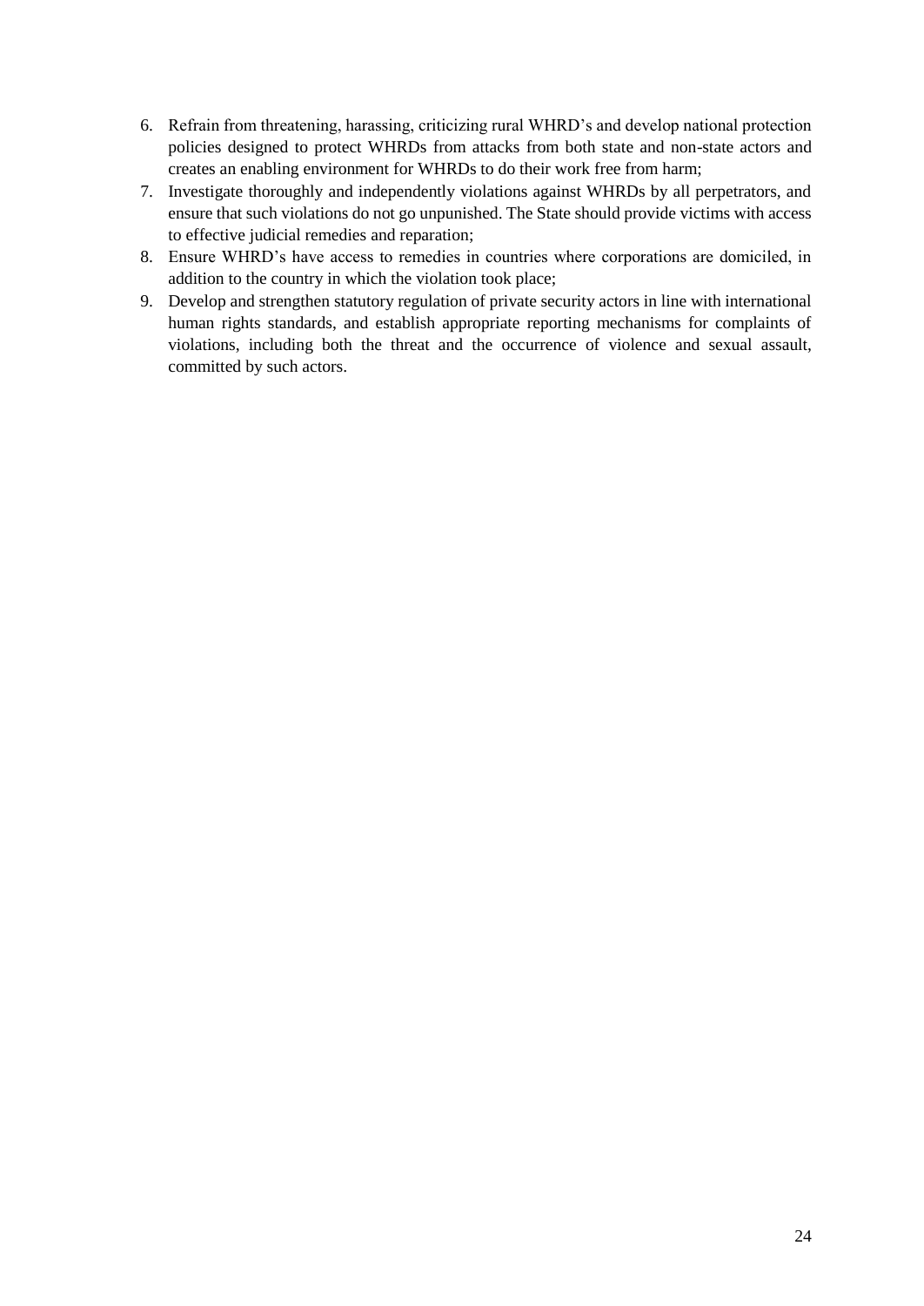6. Refrain from threatening, harassing, criticizing rural WHRD's and develop national protection policies designed to protect WHRDs from attacks from both state and non-state actors and creates an enabling environment for WHRDs to do their work free from harm;
7. Investigate thoroughly and independently violations against WHRDs by all perpetrators, and ensure that such violations do not go unpunished. The State should provide victims with access to effective judicial remedies and reparation;
8. Ensure WHRD's have access to remedies in countries where corporations are domiciled, in addition to the country in which the violation took place;
9. Develop and strengthen statutory regulation of private security actors in line with international human rights standards, and establish appropriate reporting mechanisms for complaints of violations, including both the threat and the occurrence of violence and sexual assault, committed by such actors.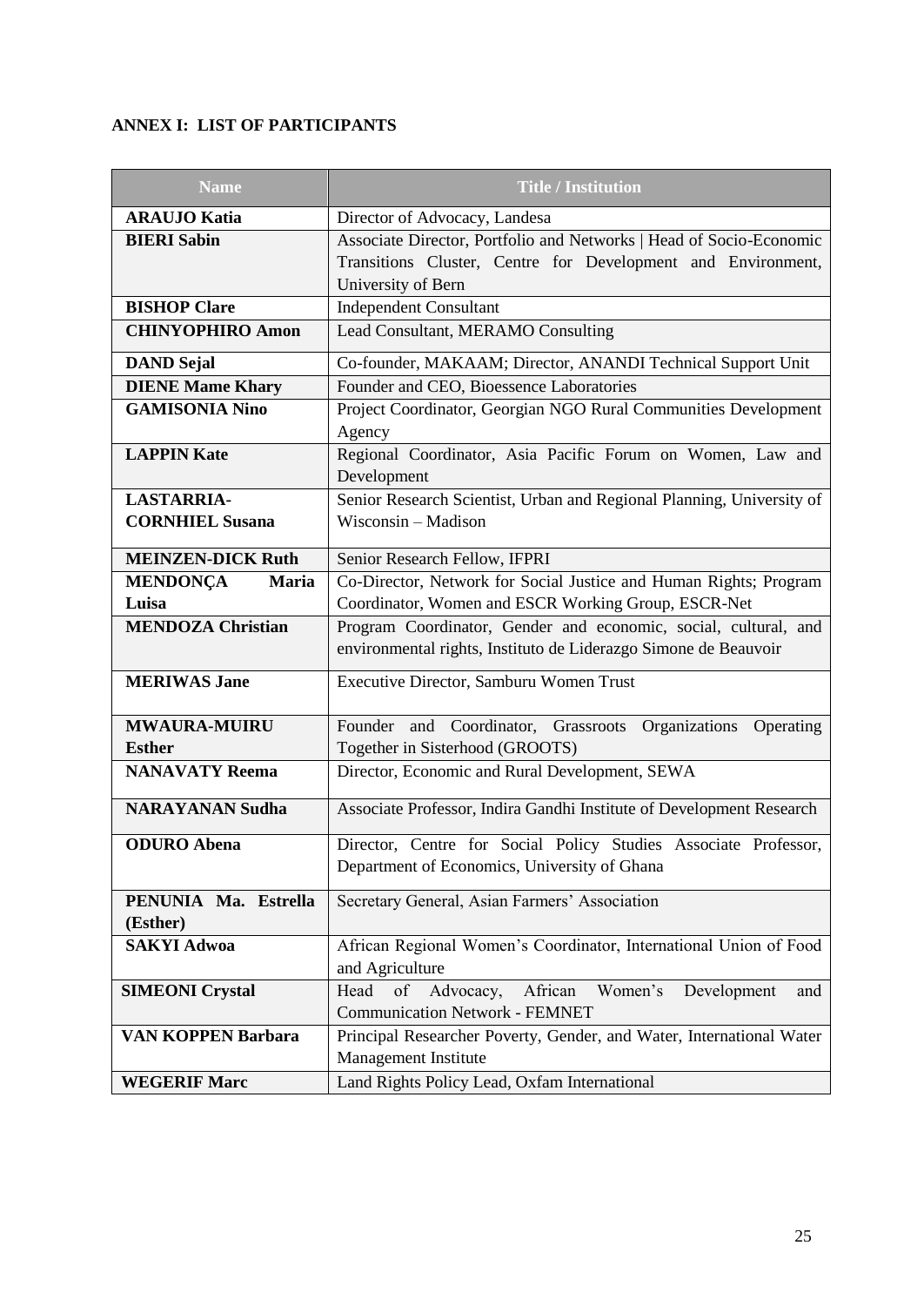**ANNEX I: LIST OF PARTICIPANTS**

| Name | Title / Institution |
|---|---|
| **ARAUJO Katia** | Director of Advocacy, Landesa |
| **BIERI Sabin** | Associate Director, Portfolio and Networks \| Head of Socio-Economic Transitions Cluster, Centre for Development and Environment, University of Bern |
| **BISHOP Clare** | Independent Consultant |
| **CHINYOPHIRO Amon** | Lead Consultant, MERAMO Consulting |
| **DAND Sejal** | Co-founder, MAKAAM; Director, ANANDI Technical Support Unit |
| **DIENE Mame Khary** | Founder and CEO, Bioessence Laboratories |
| **GAMISONIA Nino** | Project Coordinator, Georgian NGO Rural Communities Development Agency |
| **LAPPIN Kate** | Regional Coordinator, Asia Pacific Forum on Women, Law and Development |
| **LASTARRIA-CORNHIEL Susana** | Senior Research Scientist, Urban and Regional Planning, University of Wisconsin – Madison |
| **MEINZEN-DICK Ruth** | Senior Research Fellow, IFPRI |
| **MENDONÇA Maria Luisa** | Co-Director, Network for Social Justice and Human Rights; Program Coordinator, Women and ESCR Working Group, ESCR-Net |
| **MENDOZA Christian** | Program Coordinator, Gender and economic, social, cultural, and environmental rights, Instituto de Liderazgo Simone de Beauvoir |
| **MERIWAS Jane** | Executive Director, Samburu Women Trust |
| **MWAURA-MUIRU Esther** | Founder and Coordinator, Grassroots Organizations Operating Together in Sisterhood (GROOTS) |
| **NANAVATY Reema** | Director, Economic and Rural Development, SEWA |
| **NARAYANAN Sudha** | Associate Professor, Indira Gandhi Institute of Development Research |
| **ODURO Abena** | Director, Centre for Social Policy Studies Associate Professor, Department of Economics, University of Ghana |
| **PENUNIA Ma. Estrella (Esther)** | Secretary General, Asian Farmers' Association |
| **SAKYI Adwoa** | African Regional Women's Coordinator, International Union of Food and Agriculture |
| **SIMEONI Crystal** | Head of Advocacy, African Women's Development and Communication Network - FEMNET |
| **VAN KOPPEN Barbara** | Principal Researcher Poverty, Gender, and Water, International Water Management Institute |
| **WEGERIF Marc** | Land Rights Policy Lead, Oxfam International |